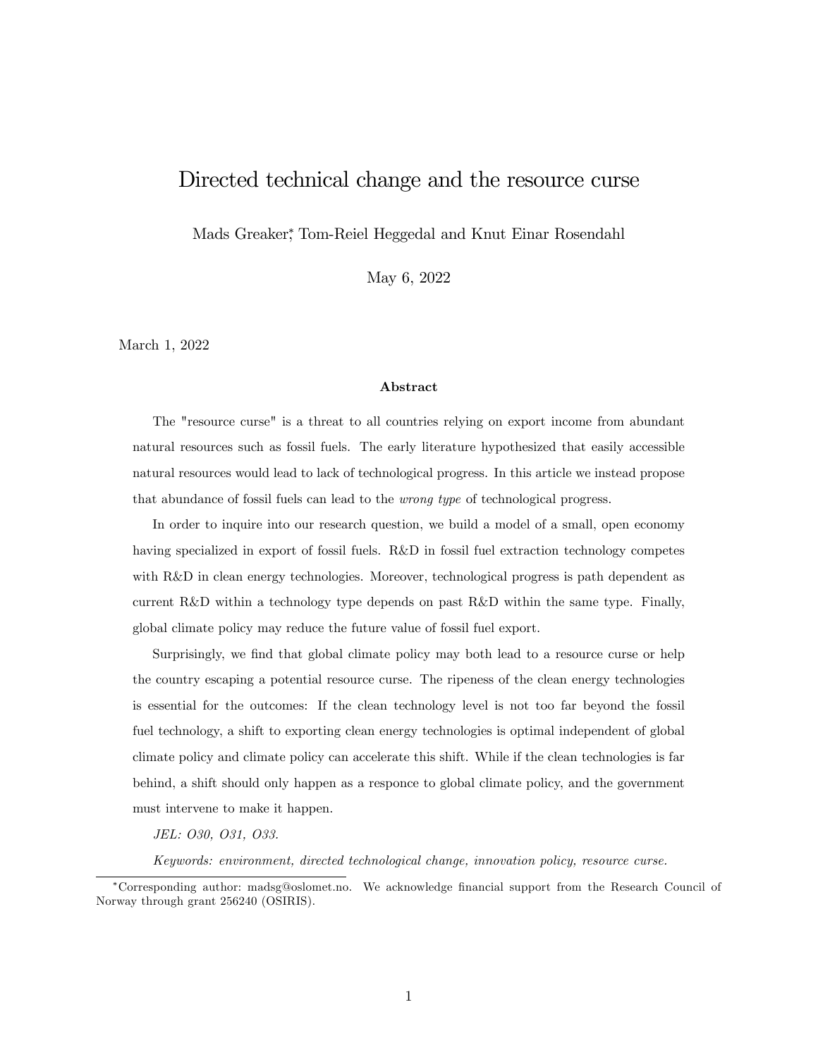# Directed technical change and the resource curse

Mads Greaker[*], Tom-Reiel Heggedal and Knut Einar Rosendahl

May 6, 2022

March 1, 2022

**Abstract**

The "resource curse" is a threat to all countries relying on export income from abundant natural resources such as fossil fuels. The early literature hypothesized that easily accessible natural resources would lead to lack of technological progress. In this article we instead propose that abundance of fossil fuels can lead to the *wrong type* of technological progress.

In order to inquire into our research question, we build a model of a small, open economy having specialized in export of fossil fuels. R&D in fossil fuel extraction technology competes with R&D in clean energy technologies. Moreover, technological progress is path dependent as current R&D within a technology type depends on past R&D within the same type. Finally, global climate policy may reduce the future value of fossil fuel export.

Surprisingly, we find that global climate policy may both lead to a resource curse or help the country escaping a potential resource curse. The ripeness of the clean energy technologies is essential for the outcomes: If the clean technology level is not too far beyond the fossil fuel technology, a shift to exporting clean energy technologies is optimal independent of global climate policy and climate policy can accelerate this shift. While if the clean technologies is far behind, a shift should only happen as a responce to global climate policy, and the government must intervene to make it happen.

*JEL: O30, O31, O33.*

*Keywords: environment, directed technological change, innovation policy, resource curse.*

---

[*]Corresponding author: madsg@oslomet.no. We acknowledge financial support from the Research Council of Norway through grant 256240 (OSIRIS).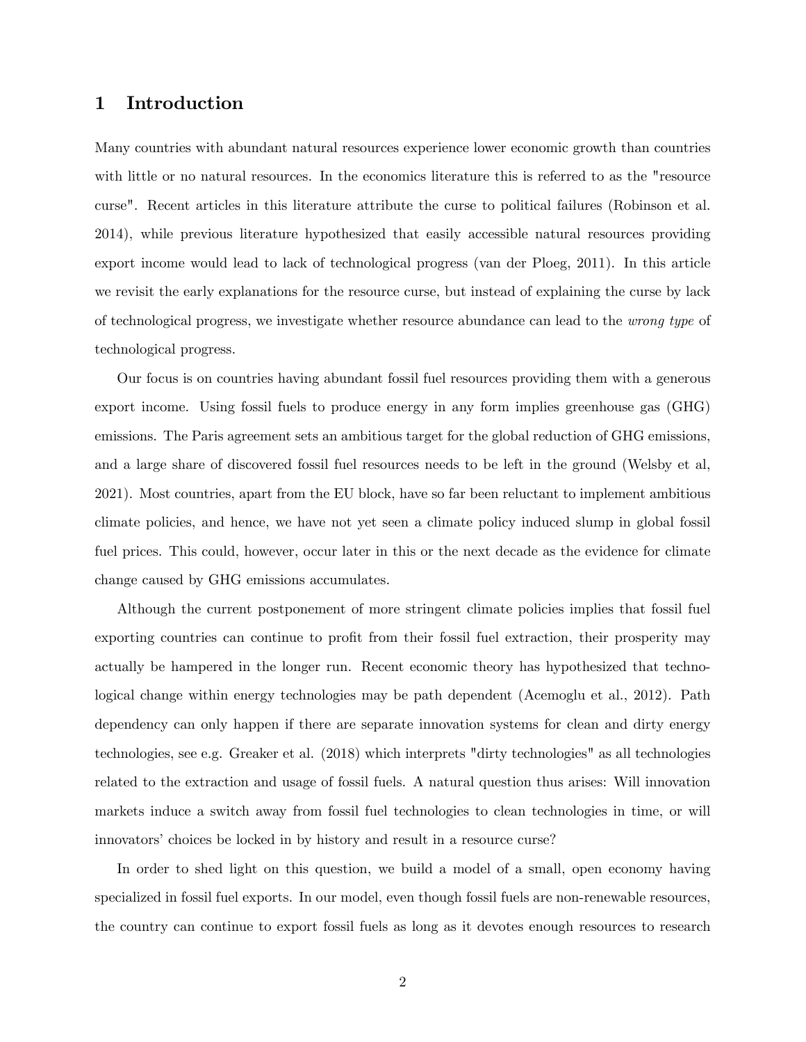## 1 Introduction

Many countries with abundant natural resources experience lower economic growth than countries with little or no natural resources. In the economics literature this is referred to as the "resource curse". Recent articles in this literature attribute the curse to political failures (Robinson et al. 2014), while previous literature hypothesized that easily accessible natural resources providing export income would lead to lack of technological progress (van der Ploeg, 2011). In this article we revisit the early explanations for the resource curse, but instead of explaining the curse by lack of technological progress, we investigate whether resource abundance can lead to the *wrong type* of technological progress.

Our focus is on countries having abundant fossil fuel resources providing them with a generous export income. Using fossil fuels to produce energy in any form implies greenhouse gas (GHG) emissions. The Paris agreement sets an ambitious target for the global reduction of GHG emissions, and a large share of discovered fossil fuel resources needs to be left in the ground (Welsby et al, 2021). Most countries, apart from the EU block, have so far been reluctant to implement ambitious climate policies, and hence, we have not yet seen a climate policy induced slump in global fossil fuel prices. This could, however, occur later in this or the next decade as the evidence for climate change caused by GHG emissions accumulates.

Although the current postponement of more stringent climate policies implies that fossil fuel exporting countries can continue to profit from their fossil fuel extraction, their prosperity may actually be hampered in the longer run. Recent economic theory has hypothesized that technological change within energy technologies may be path dependent (Acemoglu et al., 2012). Path dependency can only happen if there are separate innovation systems for clean and dirty energy technologies, see e.g. Greaker et al. (2018) which interprets "dirty technologies" as all technologies related to the extraction and usage of fossil fuels. A natural question thus arises: Will innovation markets induce a switch away from fossil fuel technologies to clean technologies in time, or will innovators' choices be locked in by history and result in a resource curse?

In order to shed light on this question, we build a model of a small, open economy having specialized in fossil fuel exports. In our model, even though fossil fuels are non-renewable resources, the country can continue to export fossil fuels as long as it devotes enough resources to research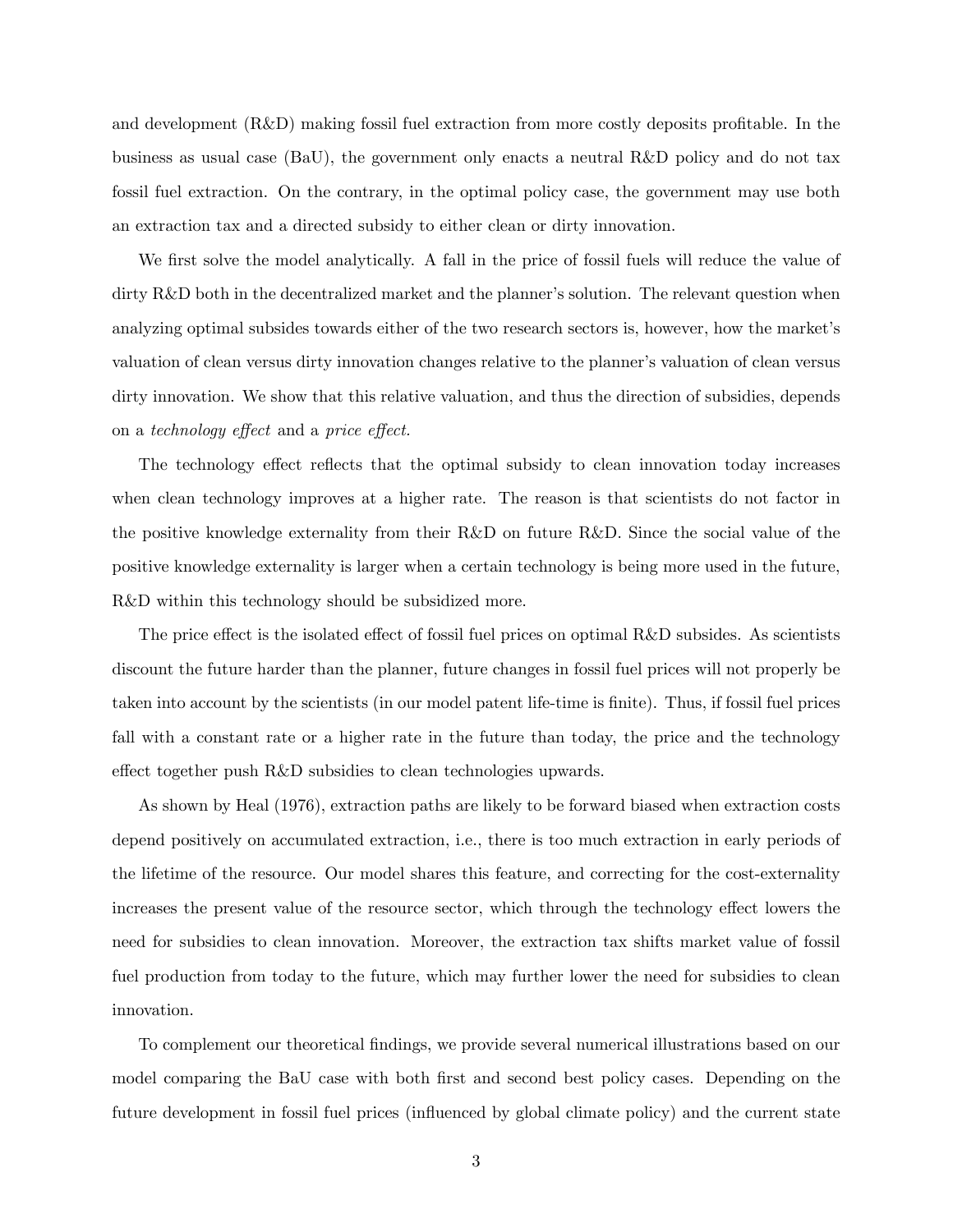and development (R&D) making fossil fuel extraction from more costly deposits profitable. In the business as usual case (BaU), the government only enacts a neutral R&D policy and do not tax fossil fuel extraction. On the contrary, in the optimal policy case, the government may use both an extraction tax and a directed subsidy to either clean or dirty innovation.

We first solve the model analytically. A fall in the price of fossil fuels will reduce the value of dirty R&D both in the decentralized market and the planner's solution. The relevant question when analyzing optimal subsides towards either of the two research sectors is, however, how the market's valuation of clean versus dirty innovation changes relative to the planner's valuation of clean versus dirty innovation. We show that this relative valuation, and thus the direction of subsidies, depends on a *technology effect* and a *price effect*.

The technology effect reflects that the optimal subsidy to clean innovation today increases when clean technology improves at a higher rate. The reason is that scientists do not factor in the positive knowledge externality from their R&D on future R&D. Since the social value of the positive knowledge externality is larger when a certain technology is being more used in the future, R&D within this technology should be subsidized more.

The price effect is the isolated effect of fossil fuel prices on optimal R&D subsides. As scientists discount the future harder than the planner, future changes in fossil fuel prices will not properly be taken into account by the scientists (in our model patent life-time is finite). Thus, if fossil fuel prices fall with a constant rate or a higher rate in the future than today, the price and the technology effect together push R&D subsidies to clean technologies upwards.

As shown by Heal (1976), extraction paths are likely to be forward biased when extraction costs depend positively on accumulated extraction, i.e., there is too much extraction in early periods of the lifetime of the resource. Our model shares this feature, and correcting for the cost-externality increases the present value of the resource sector, which through the technology effect lowers the need for subsidies to clean innovation. Moreover, the extraction tax shifts market value of fossil fuel production from today to the future, which may further lower the need for subsidies to clean innovation.

To complement our theoretical findings, we provide several numerical illustrations based on our model comparing the BaU case with both first and second best policy cases. Depending on the future development in fossil fuel prices (influenced by global climate policy) and the current state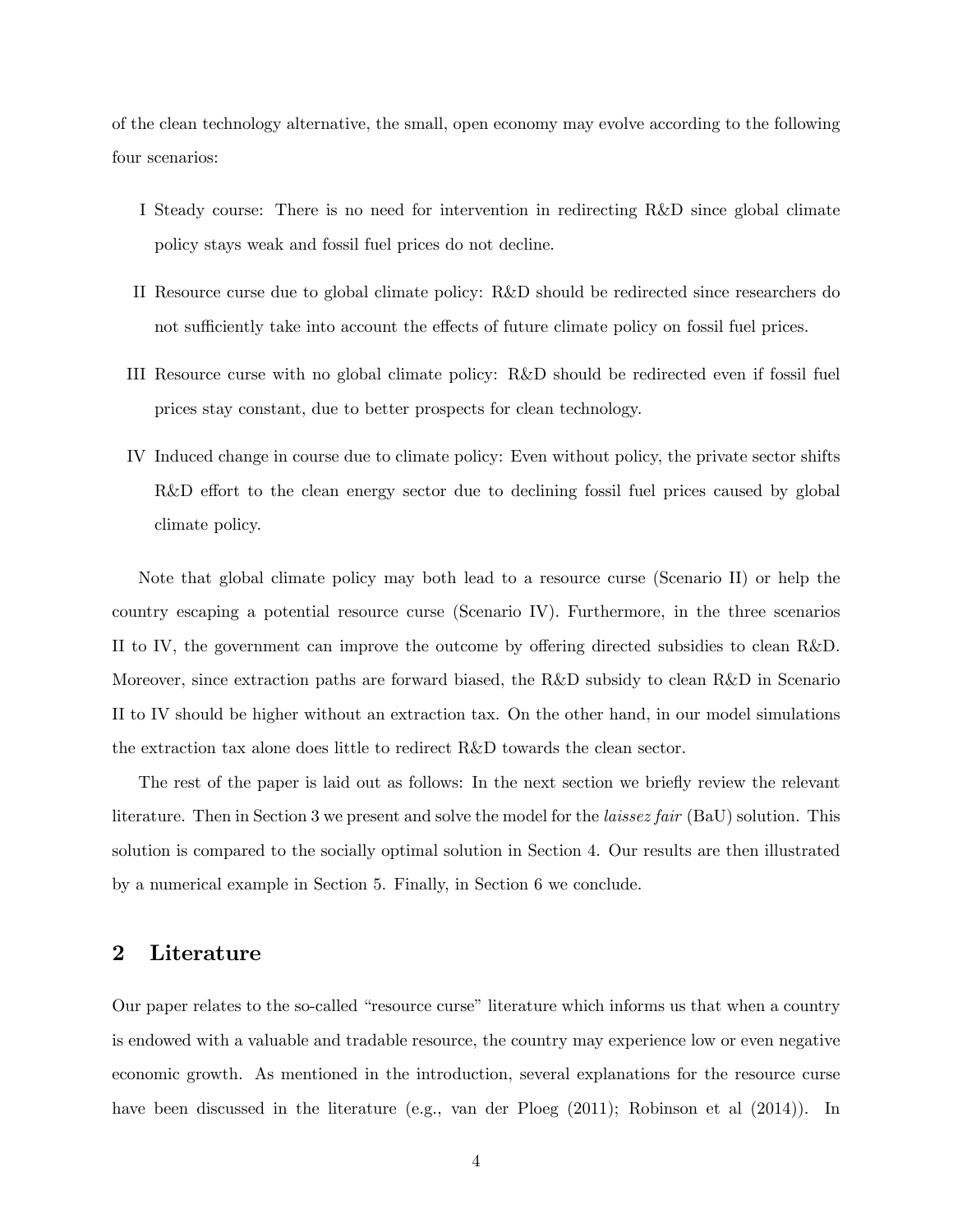of the clean technology alternative, the small, open economy may evolve according to the following four scenarios:

- I Steady course: There is no need for intervention in redirecting R&D since global climate policy stays weak and fossil fuel prices do not decline.
- II Resource curse due to global climate policy: R&D should be redirected since researchers do not sufficiently take into account the effects of future climate policy on fossil fuel prices.
- III Resource curse with no global climate policy: R&D should be redirected even if fossil fuel prices stay constant, due to better prospects for clean technology.
- IV Induced change in course due to climate policy: Even without policy, the private sector shifts R&D effort to the clean energy sector due to declining fossil fuel prices caused by global climate policy.

Note that global climate policy may both lead to a resource curse (Scenario II) or help the country escaping a potential resource curse (Scenario IV). Furthermore, in the three scenarios II to IV, the government can improve the outcome by offering directed subsidies to clean R&D. Moreover, since extraction paths are forward biased, the R&D subsidy to clean R&D in Scenario II to IV should be higher without an extraction tax. On the other hand, in our model simulations the extraction tax alone does little to redirect R&D towards the clean sector.

The rest of the paper is laid out as follows: In the next section we briefly review the relevant literature. Then in Section 3 we present and solve the model for the *laissez fair* (BaU) solution. This solution is compared to the socially optimal solution in Section 4. Our results are then illustrated by a numerical example in Section 5. Finally, in Section 6 we conclude.

## 2 Literature

Our paper relates to the so-called "resource curse" literature which informs us that when a country is endowed with a valuable and tradable resource, the country may experience low or even negative economic growth. As mentioned in the introduction, several explanations for the resource curse have been discussed in the literature (e.g., van der Ploeg (2011); Robinson et al (2014)). In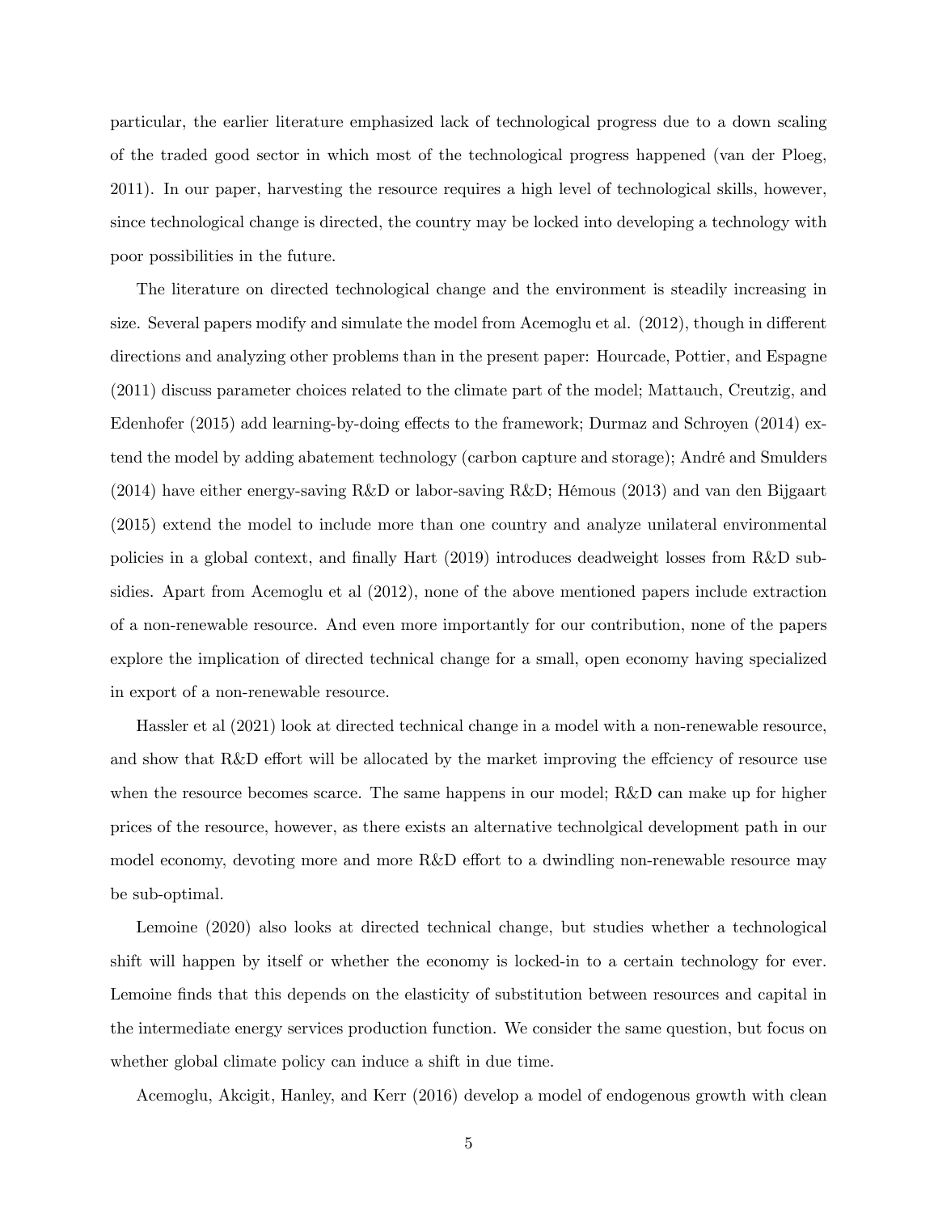particular, the earlier literature emphasized lack of technological progress due to a down scaling of the traded good sector in which most of the technological progress happened (van der Ploeg, 2011). In our paper, harvesting the resource requires a high level of technological skills, however, since technological change is directed, the country may be locked into developing a technology with poor possibilities in the future.

The literature on directed technological change and the environment is steadily increasing in size. Several papers modify and simulate the model from Acemoglu et al. (2012), though in different directions and analyzing other problems than in the present paper: Hourcade, Pottier, and Espagne (2011) discuss parameter choices related to the climate part of the model; Mattauch, Creutzig, and Edenhofer (2015) add learning-by-doing effects to the framework; Durmaz and Schroyen (2014) extend the model by adding abatement technology (carbon capture and storage); André and Smulders (2014) have either energy-saving R&D or labor-saving R&D; Hémous (2013) and van den Bijgaart (2015) extend the model to include more than one country and analyze unilateral environmental policies in a global context, and finally Hart (2019) introduces deadweight losses from R&D subsidies. Apart from Acemoglu et al (2012), none of the above mentioned papers include extraction of a non-renewable resource. And even more importantly for our contribution, none of the papers explore the implication of directed technical change for a small, open economy having specialized in export of a non-renewable resource.

Hassler et al (2021) look at directed technical change in a model with a non-renewable resource, and show that R&D effort will be allocated by the market improving the effciency of resource use when the resource becomes scarce. The same happens in our model; R&D can make up for higher prices of the resource, however, as there exists an alternative technolgical development path in our model economy, devoting more and more R&D effort to a dwindling non-renewable resource may be sub-optimal.

Lemoine (2020) also looks at directed technical change, but studies whether a technological shift will happen by itself or whether the economy is locked-in to a certain technology for ever. Lemoine finds that this depends on the elasticity of substitution between resources and capital in the intermediate energy services production function. We consider the same question, but focus on whether global climate policy can induce a shift in due time.

Acemoglu, Akcigit, Hanley, and Kerr (2016) develop a model of endogenous growth with clean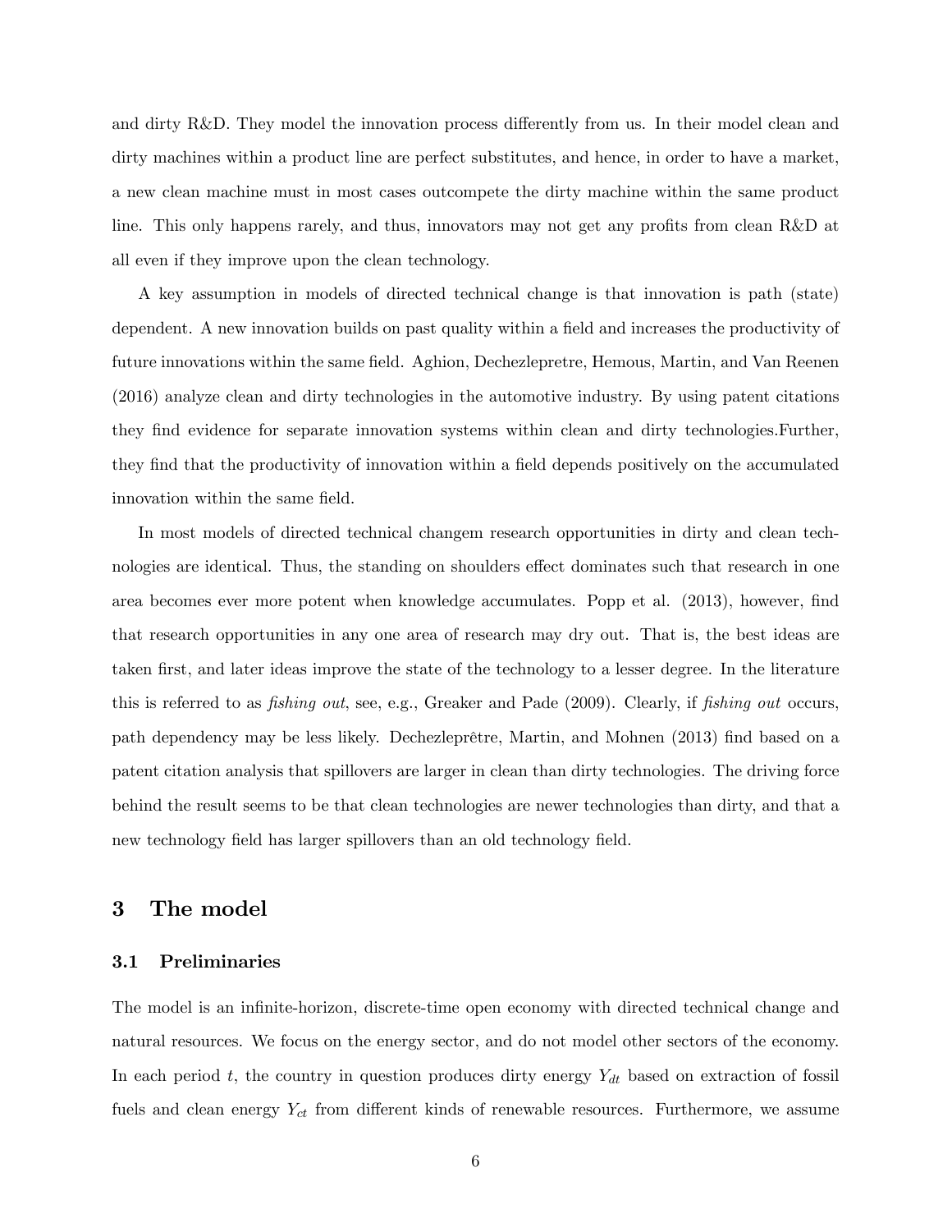and dirty R&D. They model the innovation process differently from us. In their model clean and dirty machines within a product line are perfect substitutes, and hence, in order to have a market, a new clean machine must in most cases outcompete the dirty machine within the same product line. This only happens rarely, and thus, innovators may not get any profits from clean R&D at all even if they improve upon the clean technology.

A key assumption in models of directed technical change is that innovation is path (state) dependent. A new innovation builds on past quality within a field and increases the productivity of future innovations within the same field. Aghion, Dechezlepretre, Hemous, Martin, and Van Reenen (2016) analyze clean and dirty technologies in the automotive industry. By using patent citations they find evidence for separate innovation systems within clean and dirty technologies.Further, they find that the productivity of innovation within a field depends positively on the accumulated innovation within the same field.

In most models of directed technical changem research opportunities in dirty and clean technologies are identical. Thus, the standing on shoulders effect dominates such that research in one area becomes ever more potent when knowledge accumulates. Popp et al. (2013), however, find that research opportunities in any one area of research may dry out. That is, the best ideas are taken first, and later ideas improve the state of the technology to a lesser degree. In the literature this is referred to as *fishing out*, see, e.g., Greaker and Pade (2009). Clearly, if *fishing out* occurs, path dependency may be less likely. Dechezleprêtre, Martin, and Mohnen (2013) find based on a patent citation analysis that spillovers are larger in clean than dirty technologies. The driving force behind the result seems to be that clean technologies are newer technologies than dirty, and that a new technology field has larger spillovers than an old technology field.

## 3 The model

### 3.1 Preliminaries

The model is an infinite-horizon, discrete-time open economy with directed technical change and natural resources. We focus on the energy sector, and do not model other sectors of the economy. In each period $t$, the country in question produces dirty energy $Y_{dt}$ based on extraction of fossil fuels and clean energy $Y_{ct}$ from different kinds of renewable resources. Furthermore, we assume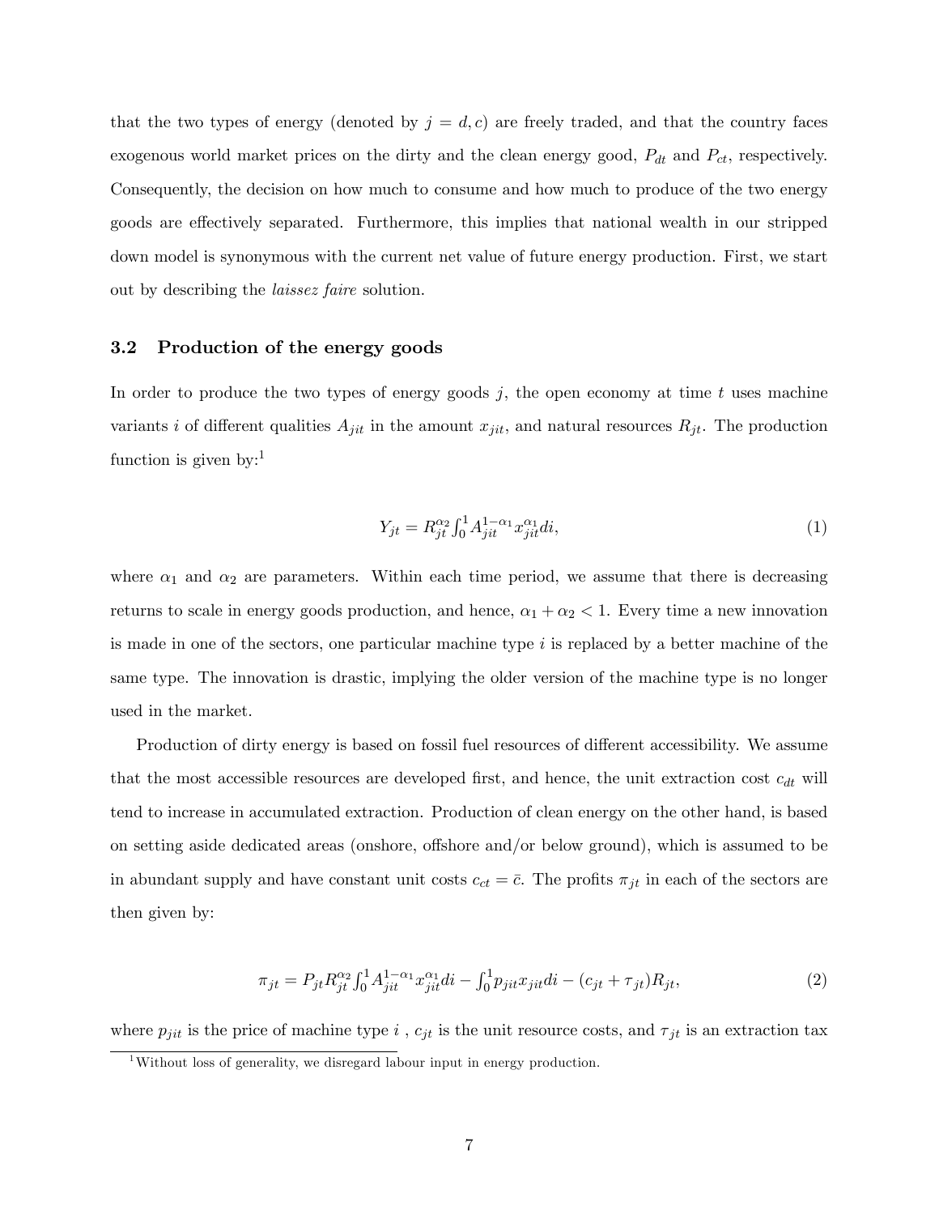that the two types of energy (denoted by $j = d, c$) are freely traded, and that the country faces exogenous world market prices on the dirty and the clean energy good, $P_{dt}$ and $P_{ct}$, respectively. Consequently, the decision on how much to consume and how much to produce of the two energy goods are effectively separated. Furthermore, this implies that national wealth in our stripped down model is synonymous with the current net value of future energy production. First, we start out by describing the *laissez faire* solution.

### 3.2 Production of the energy goods

In order to produce the two types of energy goods $j$, the open economy at time $t$ uses machine variants $i$ of different qualities $A_{jit}$ in the amount $x_{jit}$, and natural resources $R_{jt}$. The production function is given by:[1]

$$Y_{jt} = R_{jt}^{\alpha_2} \int_0^1 A_{jit}^{1-\alpha_1} x_{jit}^{\alpha_1} di, \tag{1}$$

where $\alpha_1$ and $\alpha_2$ are parameters. Within each time period, we assume that there is decreasing returns to scale in energy goods production, and hence, $\alpha_1 + \alpha_2 < 1$. Every time a new innovation is made in one of the sectors, one particular machine type $i$ is replaced by a better machine of the same type. The innovation is drastic, implying the older version of the machine type is no longer used in the market.

Production of dirty energy is based on fossil fuel resources of different accessibility. We assume that the most accessible resources are developed first, and hence, the unit extraction cost $c_{dt}$ will tend to increase in accumulated extraction. Production of clean energy on the other hand, is based on setting aside dedicated areas (onshore, offshore and/or below ground), which is assumed to be in abundant supply and have constant unit costs $c_{ct} = \bar{c}$. The profits $\pi_{jt}$ in each of the sectors are then given by:

$$\pi_{jt} = P_{jt} R_{jt}^{\alpha_2} \int_0^1 A_{jit}^{1-\alpha_1} x_{jit}^{\alpha_1} di - \int_0^1 p_{jit} x_{jit} di - (c_{jt} + \tau_{jt}) R_{jt}, \tag{2}$$

where $p_{jit}$ is the price of machine type $i$ , $c_{jt}$ is the unit resource costs, and $\tau_{jt}$ is an extraction tax

[1] Without loss of generality, we disregard labour input in energy production.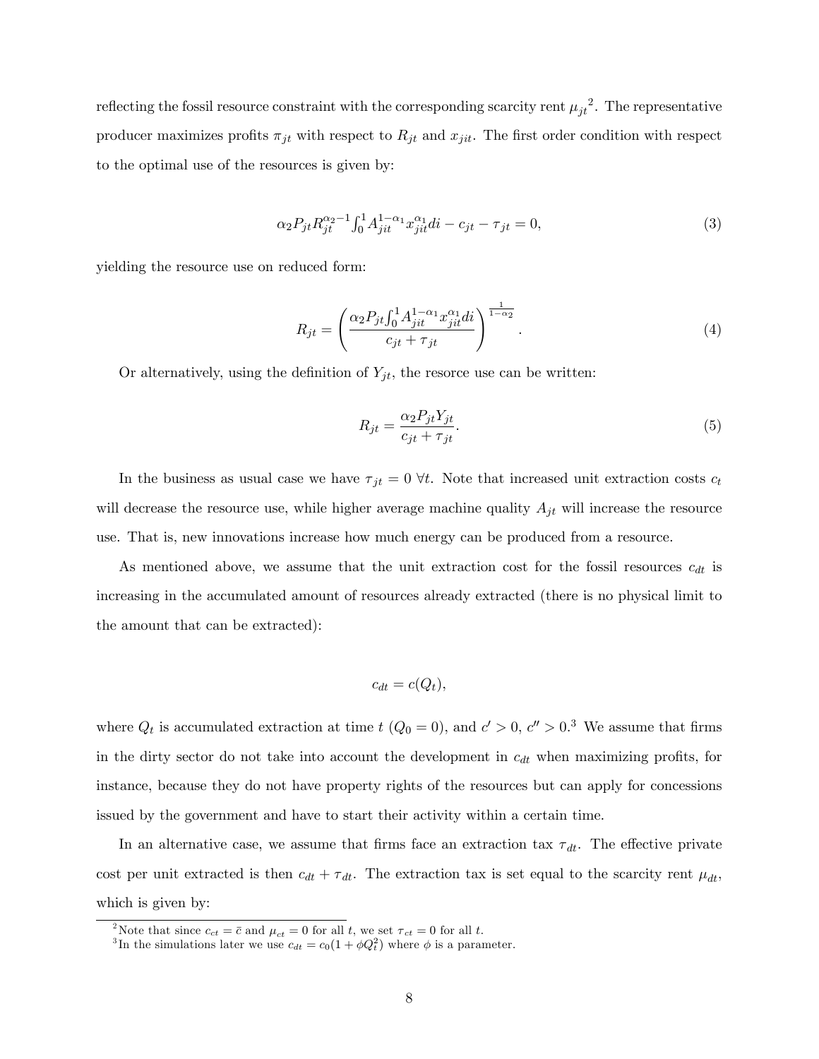reflecting the fossil resource constraint with the corresponding scarcity rent ${\mu_{jt}}$[2]. The representative producer maximizes profits $\pi_{jt}$ with respect to $R_{jt}$ and $x_{jit}$. The first order condition with respect to the optimal use of the resources is given by:

$$\alpha_2 P_{jt} R_{jt}^{\alpha_2 - 1} \int_0^1 A_{jit}^{1-\alpha_1} x_{jit}^{\alpha_1} di - c_{jt} - \tau_{jt} = 0, \tag{3}$$

yielding the resource use on reduced form:

$$R_{jt} = \left( \frac{\alpha_2 P_{jt} \int_0^1 A_{jit}^{1-\alpha_1} x_{jit}^{\alpha_1} di}{c_{jt} + \tau_{jt}} \right)^{\frac{1}{1-\alpha_2}}. \tag{4}$$

Or alternatively, using the definition of $Y_{jt}$, the resorce use can be written:

$$R_{jt} = \frac{\alpha_2 P_{jt} Y_{jt}}{c_{jt} + \tau_{jt}}. \tag{5}$$

In the business as usual case we have $\tau_{jt} = 0 \; \forall t$. Note that increased unit extraction costs $c_t$ will decrease the resource use, while higher average machine quality $A_{jt}$ will increase the resource use. That is, new innovations increase how much energy can be produced from a resource.

As mentioned above, we assume that the unit extraction cost for the fossil resources $c_{dt}$ is increasing in the accumulated amount of resources already extracted (there is no physical limit to the amount that can be extracted):

$$c_{dt} = c(Q_t),$$

where $Q_t$ is accumulated extraction at time $t$ ($Q_0 = 0$), and $c' > 0$, $c'' > 0$.[3] We assume that firms in the dirty sector do not take into account the development in $c_{dt}$ when maximizing profits, for instance, because they do not have property rights of the resources but can apply for concessions issued by the government and have to start their activity within a certain time.

In an alternative case, we assume that firms face an extraction tax $\tau_{dt}$. The effective private cost per unit extracted is then $c_{dt} + \tau_{dt}$. The extraction tax is set equal to the scarcity rent $\mu_{dt}$, which is given by:

---

[2] Note that since $c_{ct} = \bar{c}$ and $\mu_{ct} = 0$ for all $t$, we set $\tau_{ct} = 0$ for all $t$.

[3] In the simulations later we use $c_{dt} = c_0(1 + \phi Q_t^2)$ where $\phi$ is a parameter.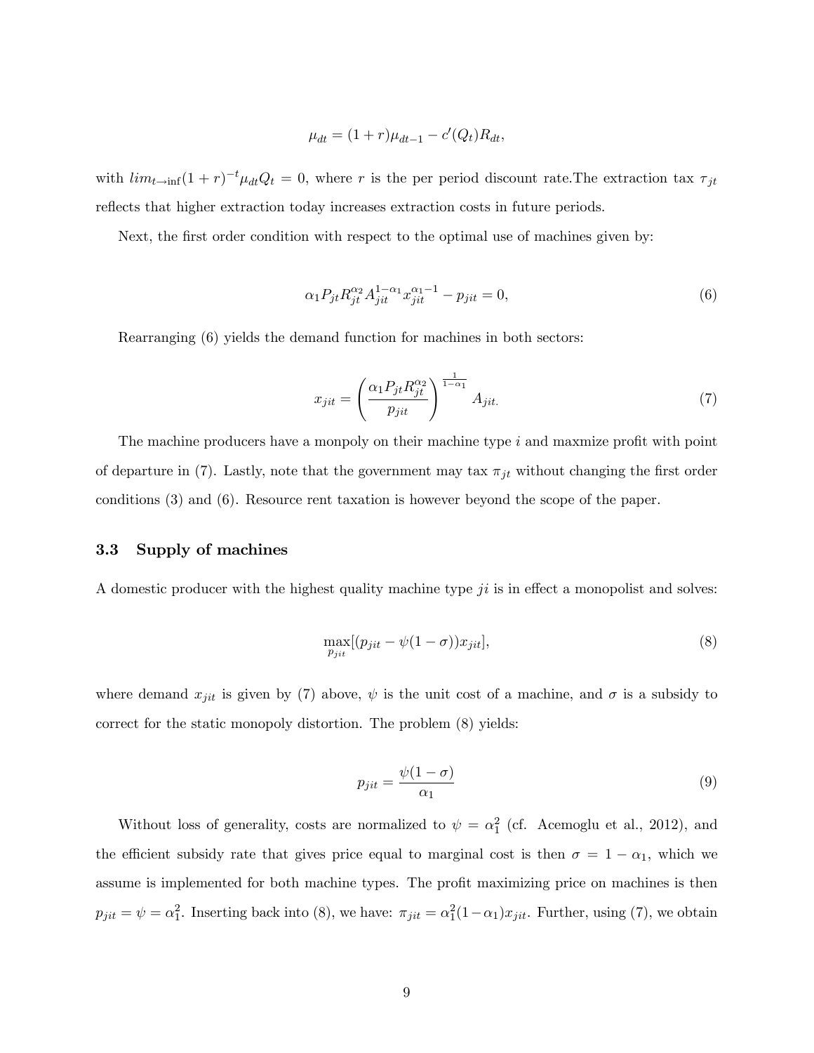$$\mu_{dt} = (1+r)\mu_{dt-1} - c'(Q_t)R_{dt},$$

with $lim_{t\to\inf}(1+r)^{-t}\mu_{dt}Q_t = 0$, where $r$ is the per period discount rate.The extraction tax $\tau_{jt}$ reflects that higher extraction today increases extraction costs in future periods.

Next, the first order condition with respect to the optimal use of machines given by:

$$\alpha_1 P_{jt} R_{jt}^{\alpha_2} A_{jit}^{1-\alpha_1} x_{jit}^{\alpha_1 - 1} - p_{jit} = 0, \tag{6}$$

Rearranging (6) yields the demand function for machines in both sectors:

$$x_{jit} = \left(\frac{\alpha_1 P_{jt} R_{jt}^{\alpha_2}}{p_{jit}}\right)^{\frac{1}{1-\alpha_1}} A_{jit.} \tag{7}$$

The machine producers have a monpoly on their machine type $i$ and maxmize profit with point of departure in (7). Lastly, note that the government may tax $\pi_{jt}$ without changing the first order conditions (3) and (6). Resource rent taxation is however beyond the scope of the paper.

### 3.3 Supply of machines

A domestic producer with the highest quality machine type $ji$ is in effect a monopolist and solves:

$$\max_{p_{jit}}[(p_{jit} - \psi(1-\sigma))x_{jit}], \tag{8}$$

where demand $x_{jit}$ is given by (7) above, $\psi$ is the unit cost of a machine, and $\sigma$ is a subsidy to correct for the static monopoly distortion. The problem (8) yields:

$$p_{jit} = \frac{\psi(1-\sigma)}{\alpha_1} \tag{9}$$

Without loss of generality, costs are normalized to $\psi = \alpha_1^2$ (cf. Acemoglu et al., 2012), and the efficient subsidy rate that gives price equal to marginal cost is then $\sigma = 1 - \alpha_1$, which we assume is implemented for both machine types. The profit maximizing price on machines is then $p_{jit} = \psi = \alpha_1^2$. Inserting back into (8), we have: $\pi_{jit} = \alpha_1^2(1-\alpha_1)x_{jit}$. Further, using (7), we obtain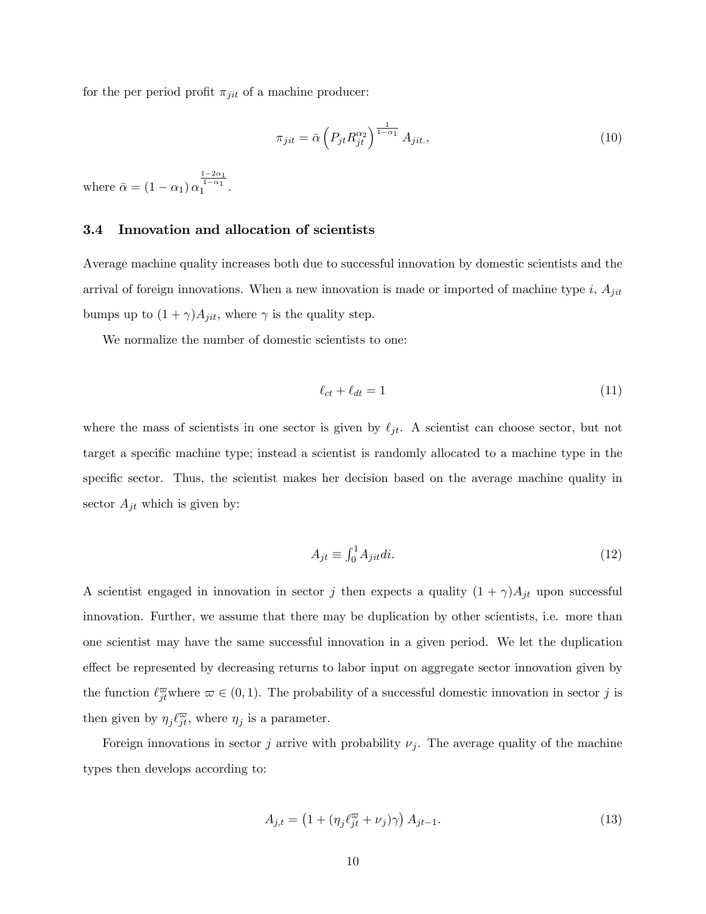for the per period profit $\pi_{jit}$ of a machine producer:

$$\pi_{jit} = \bar{\alpha} \left( P_{jt} R_{jt}^{\alpha_2} \right)^{\frac{1}{1-\alpha_1}} A_{jit.}, \tag{10}$$

where $\bar{\alpha} = (1 - \alpha_1) \alpha_1^{\frac{1-2\alpha_1}{1-\alpha_1}}$.

### 3.4 Innovation and allocation of scientists

Average machine quality increases both due to successful innovation by domestic scientists and the arrival of foreign innovations. When a new innovation is made or imported of machine type $i$, $A_{jit}$ bumps up to $(1+\gamma)A_{jit}$, where $\gamma$ is the quality step.

We normalize the number of domestic scientists to one:

$$\ell_{ct} + \ell_{dt} = 1 \tag{11}$$

where the mass of scientists in one sector is given by $\ell_{jt}$. A scientist can choose sector, but not target a specific machine type; instead a scientist is randomly allocated to a machine type in the specific sector. Thus, the scientist makes her decision based on the average machine quality in sector $A_{jt}$ which is given by:

$$A_{jt} \equiv \int_0^1 A_{jit} di. \tag{12}$$

A scientist engaged in innovation in sector $j$ then expects a quality $(1+\gamma)A_{jt}$ upon successful innovation. Further, we assume that there may be duplication by other scientists, i.e. more than one scientist may have the same successful innovation in a given period. We let the duplication effect be represented by decreasing returns to labor input on aggregate sector innovation given by the function $\ell_{jt}^{\varpi}$where $\varpi \in (0,1)$. The probability of a successful domestic innovation in sector $j$ is then given by $\eta_j \ell_{jt}^{\varpi}$, where $\eta_j$ is a parameter.

Foreign innovations in sector $j$ arrive with probability $\nu_j$. The average quality of the machine types then develops according to:

$$A_{j,t} = \left(1 + (\eta_j \ell_{jt}^{\varpi} + \nu_j)\gamma\right) A_{jt-1}. \tag{13}$$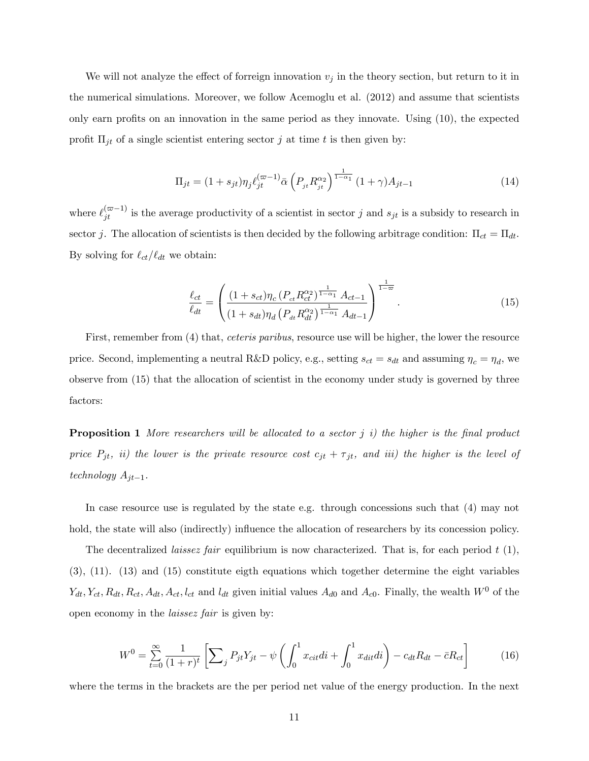We will not analyze the effect of forreign innovation $v_j$ in the theory section, but return to it in the numerical simulations. Moreover, we follow Acemoglu et al. (2012) and assume that scientists only earn profits on an innovation in the same period as they innovate. Using (10), the expected profit $\Pi_{jt}$ of a single scientist entering sector $j$ at time $t$ is then given by:

$$\Pi_{jt} = (1 + s_{jt})\eta_j \ell_{jt}^{(\varpi-1)} \bar{\alpha} \left(P_{jt} R_{jt}^{\alpha_2}\right)^{\frac{1}{1-\alpha_1}} (1+\gamma) A_{jt-1} \tag{14}$$

where $\ell_{jt}^{(\varpi-1)}$ is the average productivity of a scientist in sector $j$ and $s_{jt}$ is a subsidy to research in sector $j$. The allocation of scientists is then decided by the following arbitrage condition: $\Pi_{ct} = \Pi_{dt}$. By solving for $\ell_{ct}/\ell_{dt}$ we obtain:

$$\frac{\ell_{ct}}{\ell_{dt}} = \left( \frac{(1+s_{ct})\eta_c \left(P_{ct} R_{ct}^{\alpha_2}\right)^{\frac{1}{1-\alpha_1}} A_{ct-1}}{(1+s_{dt})\eta_d \left(P_{dt} R_{dt}^{\alpha_2}\right)^{\frac{1}{1-\alpha_1}} A_{dt-1}} \right)^{\frac{1}{1-\varpi}}. \tag{15}$$

First, remember from (4) that, *ceteris paribus*, resource use will be higher, the lower the resource price. Second, implementing a neutral R&D policy, e.g., setting $s_{ct} = s_{dt}$ and assuming $\eta_c = \eta_d$, we observe from (15) that the allocation of scientist in the economy under study is governed by three factors:

**Proposition 1** *More researchers will be allocated to a sector $j$ i) the higher is the final product price $P_{jt}$, ii) the lower is the private resource cost $c_{jt} + \tau_{jt}$, and iii) the higher is the level of technology $A_{jt-1}$.*

In case resource use is regulated by the state e.g. through concessions such that (4) may not hold, the state will also (indirectly) influence the allocation of researchers by its concession policy.

The decentralized *laissez fair* equilibrium is now characterized. That is, for each period $t$ (1), (3), (11). (13) and (15) constitute eigth equations which together determine the eight variables $Y_{dt}, Y_{ct}, R_{dt}, R_{ct}, A_{dt}, A_{ct}, l_{ct}$ and $l_{dt}$ given initial values $A_{d0}$ and $A_{c0}$. Finally, the wealth $W^0$ of the open economy in the *laissez fair* is given by:

$$W^0 = \sum_{t=0}^{\infty} \frac{1}{(1+r)^t} \left[ \sum\nolimits_j P_{jt} Y_{jt} - \psi \left( \int_0^1 x_{cit} di + \int_0^1 x_{dit} di \right) - c_{dt} R_{dt} - \bar{c} R_{ct} \right] \tag{16}$$

where the terms in the brackets are the per period net value of the energy production. In the next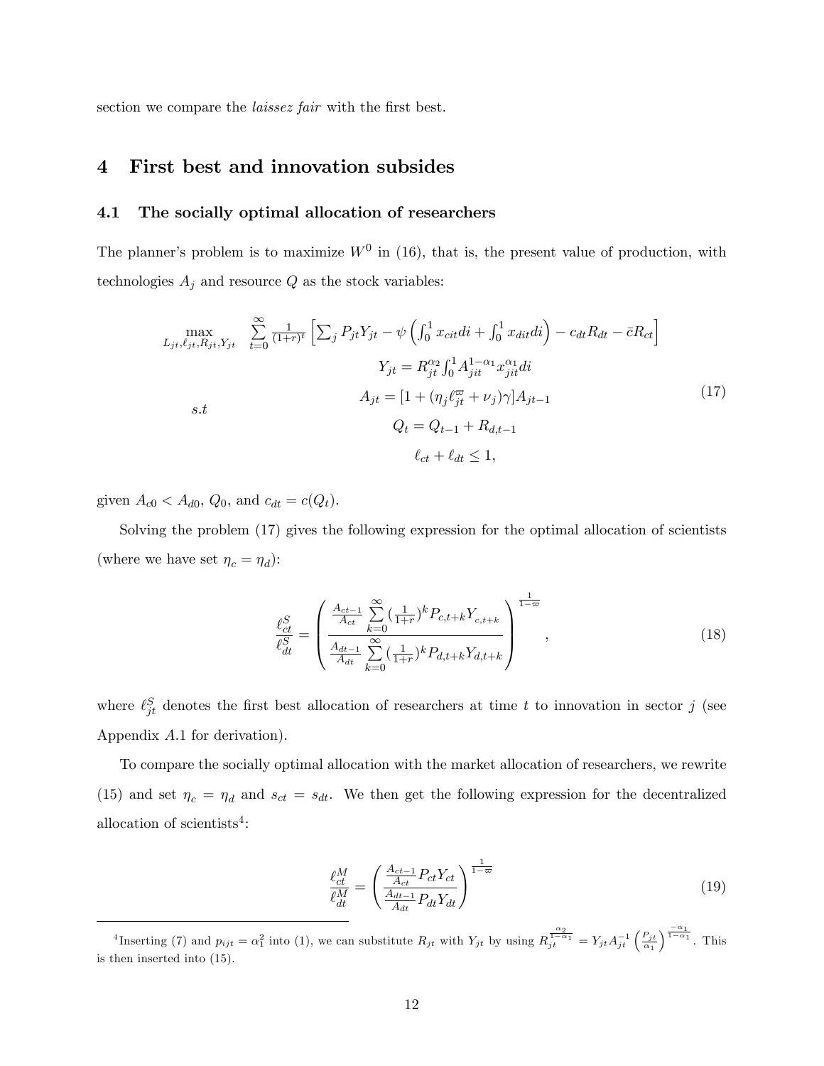section we compare the *laissez fair* with the first best.

# 4 First best and innovation subsides

## 4.1 The socially optimal allocation of researchers

The planner's problem is to maximize $W^0$ in (16), that is, the present value of production, with technologies $A_j$ and resource $Q$ as the stock variables:

$$
\begin{aligned}
\max_{L_{jt},\ell_{jt},R_{jt},Y_{jt}} \quad & \sum_{t=0}^{\infty} \frac{1}{(1+r)^t}\left[\sum_j P_{jt}Y_{jt} - \psi\left(\int_0^1 x_{cit}di + \int_0^1 x_{dit}di\right) - c_{dt}R_{dt} - \bar{c}R_{ct}\right] \\
s.t \quad & Y_{jt} = R_{jt}^{\alpha_2}\int_0^1 A_{jit}^{1-\alpha_1}x_{jit}^{\alpha_1}di \\
& A_{jt} = [1+(\eta_j \ell_{jt}^{\varpi} + \nu_j)\gamma]A_{jt-1} \\
& Q_t = Q_{t-1} + R_{d,t-1} \\
& \ell_{ct} + \ell_{dt} \leq 1,
\end{aligned}
\tag{17}
$$

given $A_{c0} < A_{d0}$, $Q_0$, and $c_{dt} = c(Q_t)$.

Solving the problem (17) gives the following expression for the optimal allocation of scientists (where we have set $\eta_c = \eta_d$):

$$
\frac{\ell_{ct}^S}{\ell_{dt}^S} = \left(\frac{\frac{A_{ct-1}}{A_{ct}}\sum_{k=0}^{\infty}(\frac{1}{1+r})^k P_{c,t+k}Y_{c,t+k}}{\frac{A_{dt-1}}{A_{dt}}\sum_{k=0}^{\infty}(\frac{1}{1+r})^k P_{d,t+k}Y_{d,t+k}}\right)^{\frac{1}{1-\varpi}},
\tag{18}
$$

where $\ell_{jt}^S$ denotes the first best allocation of researchers at time $t$ to innovation in sector $j$ (see Appendix $A.1$ for derivation).

To compare the socially optimal allocation with the market allocation of researchers, we rewrite (15) and set $\eta_c = \eta_d$ and $s_{ct} = s_{dt}$. We then get the following expression for the decentralized allocation of scientists[4]:

$$
\frac{\ell_{ct}^M}{\ell_{dt}^M} = \left(\frac{\frac{A_{ct-1}}{A_{ct}}P_{ct}Y_{ct}}{\frac{A_{dt-1}}{A_{dt}}P_{dt}Y_{dt}}\right)^{\frac{1}{1-\varpi}}
\tag{19}
$$

[4] Inserting (7) and $p_{ijt} = \alpha_1^2$ into (1), we can substitute $R_{jt}$ with $Y_{jt}$ by using $R_{jt}^{\frac{\alpha_2}{1-\alpha_1}} = Y_{jt}A_{jt}^{-1}\left(\frac{P_{jt}}{\alpha_1}\right)^{\frac{-\alpha_1}{1-\alpha_1}}$. This is then inserted into (15).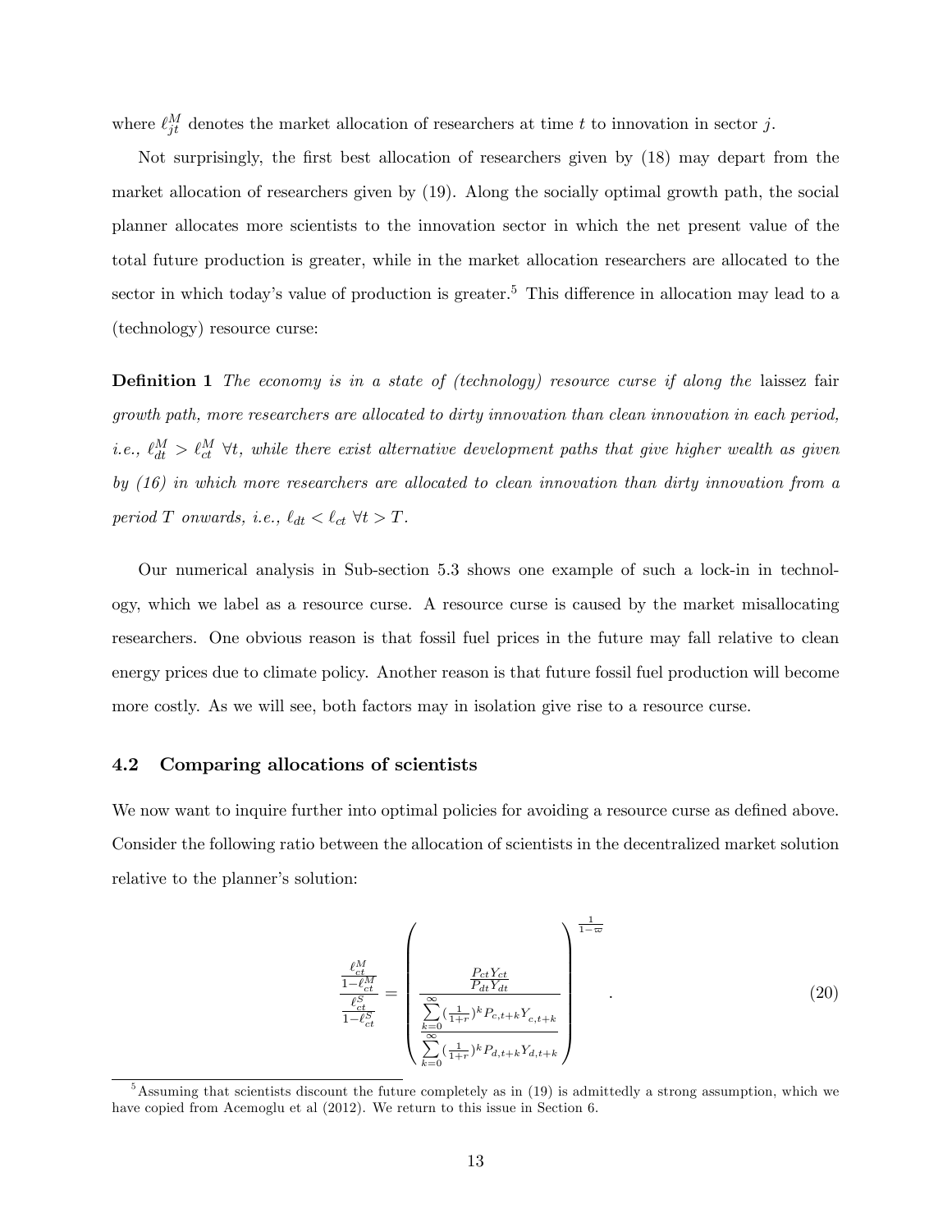where $\ell_{jt}^M$ denotes the market allocation of researchers at time $t$ to innovation in sector $j$.

Not surprisingly, the first best allocation of researchers given by (18) may depart from the market allocation of researchers given by (19). Along the socially optimal growth path, the social planner allocates more scientists to the innovation sector in which the net present value of the total future production is greater, while in the market allocation researchers are allocated to the sector in which today's value of production is greater.[5] This difference in allocation may lead to a (technology) resource curse:

**Definition 1** *The economy is in a state of (technology) resource curse if along the* laissez fair *growth path, more researchers are allocated to dirty innovation than clean innovation in each period, i.e.,* $\ell_{dt}^M > \ell_{ct}^M$ $\forall t$*, while there exist alternative development paths that give higher wealth as given by (16) in which more researchers are allocated to clean innovation than dirty innovation from a period* $T$ *onwards, i.e.,* $\ell_{dt} < \ell_{ct}$ $\forall t > T$.

Our numerical analysis in Sub-section 5.3 shows one example of such a lock-in in technology, which we label as a resource curse. A resource curse is caused by the market misallocating researchers. One obvious reason is that fossil fuel prices in the future may fall relative to clean energy prices due to climate policy. Another reason is that future fossil fuel production will become more costly. As we will see, both factors may in isolation give rise to a resource curse.

### 4.2 Comparing allocations of scientists

We now want to inquire further into optimal policies for avoiding a resource curse as defined above. Consider the following ratio between the allocation of scientists in the decentralized market solution relative to the planner's solution:

$$\frac{\frac{\ell_{ct}^M}{1-\ell_{ct}^M}}{\frac{\ell_{ct}^S}{1-\ell_{ct}^S}} = \left( \frac{\frac{P_{ct}Y_{ct}}{P_{dt}Y_{dt}}}{\frac{\sum_{k=0}^{\infty}(\frac{1}{1+r})^k P_{c,t+k}Y_{c,t+k}}{\sum_{k=0}^{\infty}(\frac{1}{1+r})^k P_{d,t+k}Y_{d,t+k}}} \right)^{\frac{1}{1-\varpi}}. \tag{20}$$

[5] Assuming that scientists discount the future completely as in (19) is admittedly a strong assumption, which we have copied from Acemoglu et al (2012). We return to this issue in Section 6.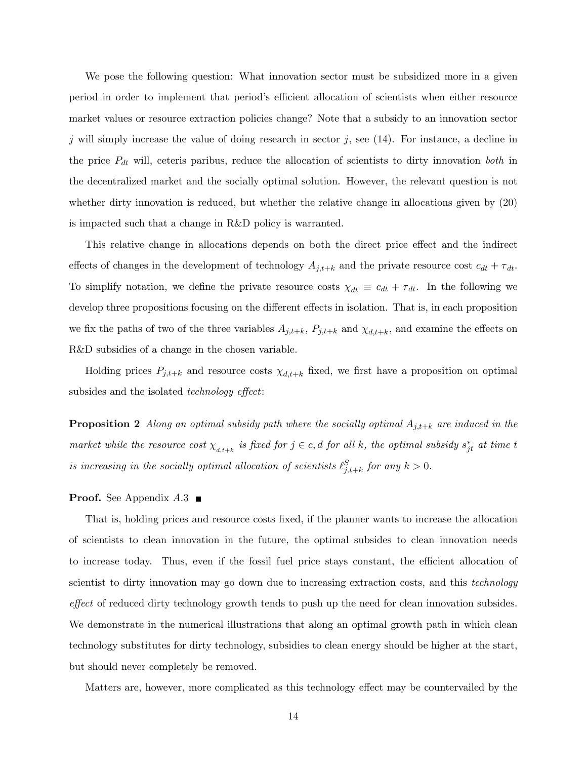We pose the following question: What innovation sector must be subsidized more in a given period in order to implement that period's efficient allocation of scientists when either resource market values or resource extraction policies change? Note that a subsidy to an innovation sector $j$ will simply increase the value of doing research in sector $j$, see (14). For instance, a decline in the price $P_{dt}$ will, ceteris paribus, reduce the allocation of scientists to dirty innovation *both* in the decentralized market and the socially optimal solution. However, the relevant question is not whether dirty innovation is reduced, but whether the relative change in allocations given by (20) is impacted such that a change in R&D policy is warranted.

This relative change in allocations depends on both the direct price effect and the indirect effects of changes in the development of technology $A_{j,t+k}$ and the private resource cost $c_{dt} + \tau_{dt}$. To simplify notation, we define the private resource costs $\chi_{dt} \equiv c_{dt} + \tau_{dt}$. In the following we develop three propositions focusing on the different effects in isolation. That is, in each proposition we fix the paths of two of the three variables $A_{j,t+k}$, $P_{j,t+k}$ and $\chi_{d,t+k}$, and examine the effects on R&D subsidies of a change in the chosen variable.

Holding prices $P_{j,t+k}$ and resource costs $\chi_{d,t+k}$ fixed, we first have a proposition on optimal subsides and the isolated *technology effect*:

**Proposition 2** *Along an optimal subsidy path where the socially optimal $A_{j,t+k}$ are induced in the market while the resource cost $\chi_{d,t+k}$ is fixed for $j \in c, d$ for all $k$, the optimal subsidy $s^*_{jt}$ at time $t$ is increasing in the socially optimal allocation of scientists $\ell^S_{j,t+k}$ for any $k > 0$.*

**Proof.** See Appendix *A*.3 ■

That is, holding prices and resource costs fixed, if the planner wants to increase the allocation of scientists to clean innovation in the future, the optimal subsides to clean innovation needs to increase today. Thus, even if the fossil fuel price stays constant, the efficient allocation of scientist to dirty innovation may go down due to increasing extraction costs, and this *technology effect* of reduced dirty technology growth tends to push up the need for clean innovation subsides. We demonstrate in the numerical illustrations that along an optimal growth path in which clean technology substitutes for dirty technology, subsidies to clean energy should be higher at the start, but should never completely be removed.

Matters are, however, more complicated as this technology effect may be countervailed by the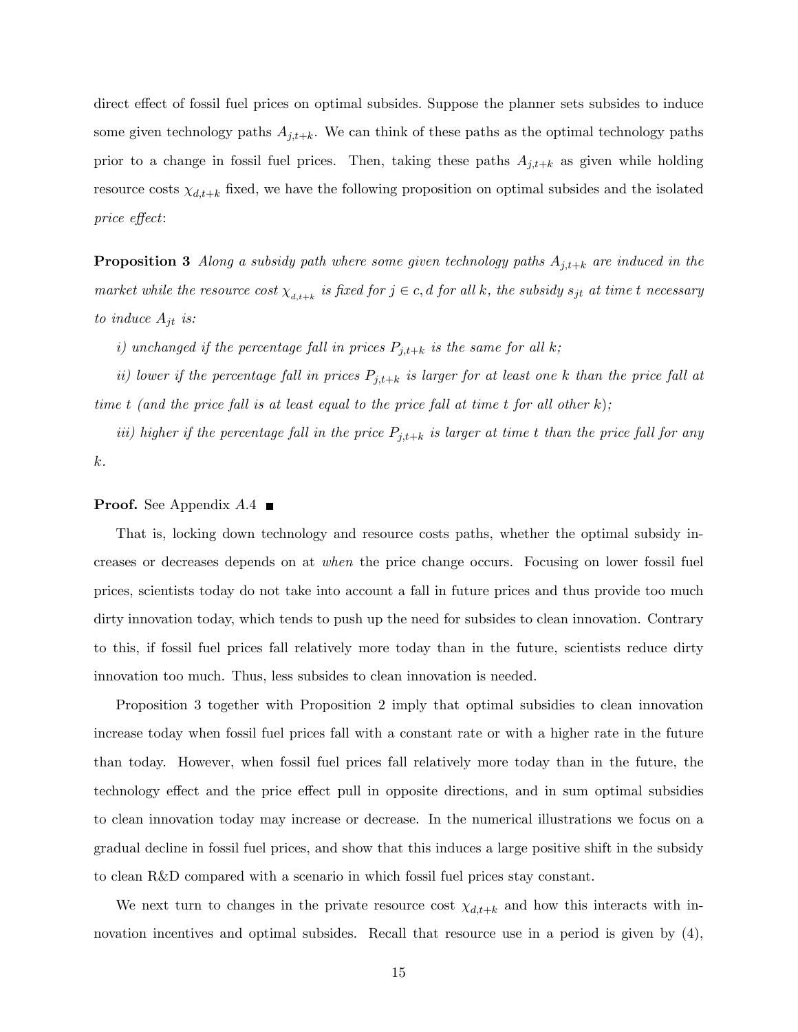direct effect of fossil fuel prices on optimal subsides. Suppose the planner sets subsides to induce some given technology paths $A_{j,t+k}$. We can think of these paths as the optimal technology paths prior to a change in fossil fuel prices. Then, taking these paths $A_{j,t+k}$ as given while holding resource costs $\chi_{d,t+k}$ fixed, we have the following proposition on optimal subsides and the isolated *price effect*:

**Proposition 3** *Along a subsidy path where some given technology paths $A_{j,t+k}$ are induced in the market while the resource cost $\chi_{d,t+k}$ is fixed for $j \in c, d$ for all $k$, the subsidy $s_{jt}$ at time $t$ necessary to induce $A_{jt}$ is:*

*i) unchanged if the percentage fall in prices $P_{j,t+k}$ is the same for all $k$;*

*ii) lower if the percentage fall in prices $P_{j,t+k}$ is larger for at least one $k$ than the price fall at time $t$ (and the price fall is at least equal to the price fall at time $t$ for all other $k$);*

*iii) higher if the percentage fall in the price $P_{j,t+k}$ is larger at time $t$ than the price fall for any $k$.*

**Proof.** See Appendix $A.4$ ■

That is, locking down technology and resource costs paths, whether the optimal subsidy increases or decreases depends on at *when* the price change occurs. Focusing on lower fossil fuel prices, scientists today do not take into account a fall in future prices and thus provide too much dirty innovation today, which tends to push up the need for subsides to clean innovation. Contrary to this, if fossil fuel prices fall relatively more today than in the future, scientists reduce dirty innovation too much. Thus, less subsides to clean innovation is needed.

Proposition 3 together with Proposition 2 imply that optimal subsidies to clean innovation increase today when fossil fuel prices fall with a constant rate or with a higher rate in the future than today. However, when fossil fuel prices fall relatively more today than in the future, the technology effect and the price effect pull in opposite directions, and in sum optimal subsidies to clean innovation today may increase or decrease. In the numerical illustrations we focus on a gradual decline in fossil fuel prices, and show that this induces a large positive shift in the subsidy to clean R&D compared with a scenario in which fossil fuel prices stay constant.

We next turn to changes in the private resource cost $\chi_{d,t+k}$ and how this interacts with innovation incentives and optimal subsides. Recall that resource use in a period is given by (4),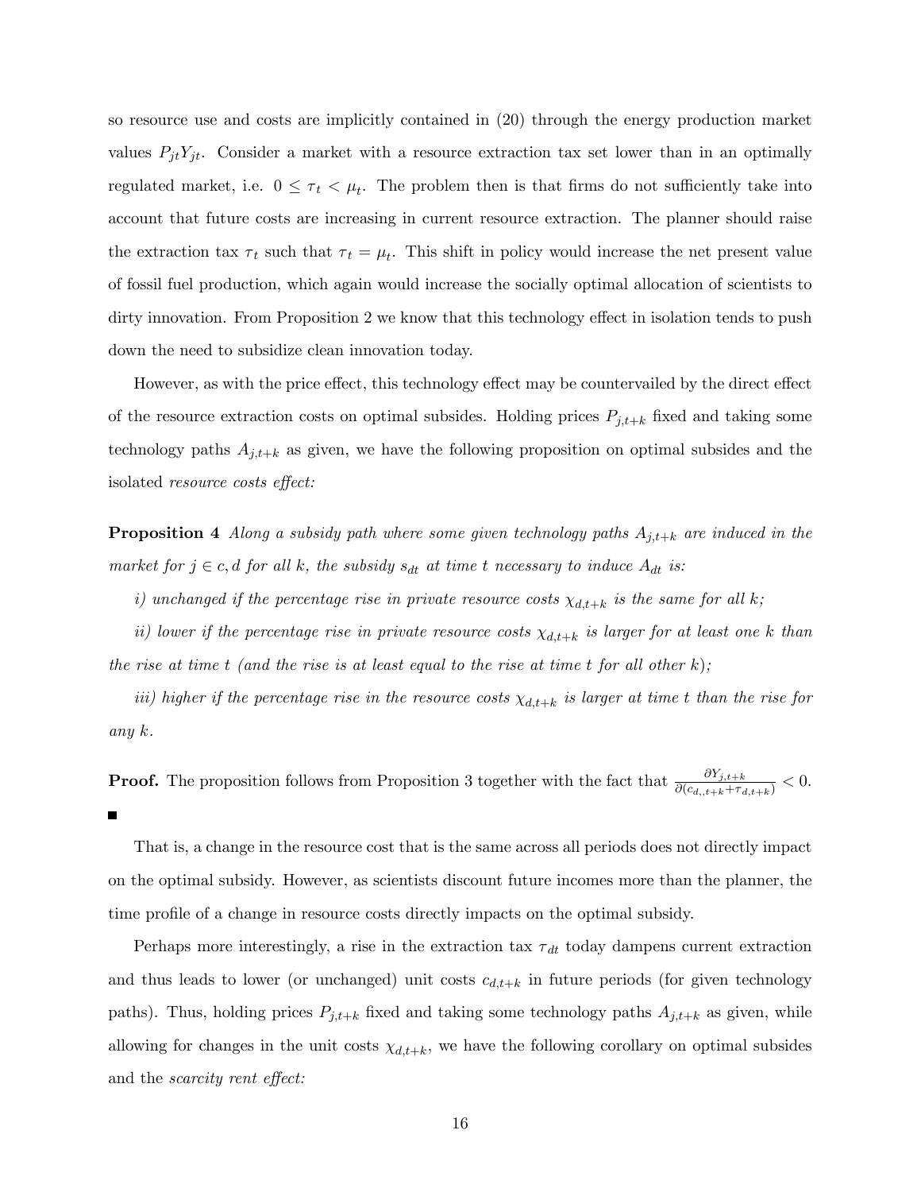so resource use and costs are implicitly contained in (20) through the energy production market values $P_{jt}Y_{jt}$. Consider a market with a resource extraction tax set lower than in an optimally regulated market, i.e. $0 \leq \tau_t < \mu_t$. The problem then is that firms do not sufficiently take into account that future costs are increasing in current resource extraction. The planner should raise the extraction tax $\tau_t$ such that $\tau_t = \mu_t$. This shift in policy would increase the net present value of fossil fuel production, which again would increase the socially optimal allocation of scientists to dirty innovation. From Proposition 2 we know that this technology effect in isolation tends to push down the need to subsidize clean innovation today.

However, as with the price effect, this technology effect may be countervailed by the direct effect of the resource extraction costs on optimal subsides. Holding prices $P_{j,t+k}$ fixed and taking some technology paths $A_{j,t+k}$ as given, we have the following proposition on optimal subsides and the isolated *resource costs effect:*

**Proposition 4** *Along a subsidy path where some given technology paths $A_{j,t+k}$ are induced in the market for $j \in c, d$ for all $k$, the subsidy $s_{dt}$ at time $t$ necessary to induce $A_{dt}$ is:*

*i) unchanged if the percentage rise in private resource costs $\chi_{d,t+k}$ is the same for all $k$;*

*ii) lower if the percentage rise in private resource costs $\chi_{d,t+k}$ is larger for at least one $k$ than the rise at time $t$ (and the rise is at least equal to the rise at time $t$ for all other $k$);*

*iii) higher if the percentage rise in the resource costs $\chi_{d,t+k}$ is larger at time $t$ than the rise for any $k$.*

**Proof.** The proposition follows from Proposition 3 together with the fact that $\frac{\partial Y_{j,t+k}}{\partial (c_{d,,t+k}+\tau_{d,t+k})} < 0$. ■

That is, a change in the resource cost that is the same across all periods does not directly impact on the optimal subsidy. However, as scientists discount future incomes more than the planner, the time profile of a change in resource costs directly impacts on the optimal subsidy.

Perhaps more interestingly, a rise in the extraction tax $\tau_{dt}$ today dampens current extraction and thus leads to lower (or unchanged) unit costs $c_{d,t+k}$ in future periods (for given technology paths). Thus, holding prices $P_{j,t+k}$ fixed and taking some technology paths $A_{j,t+k}$ as given, while allowing for changes in the unit costs $\chi_{d,t+k}$, we have the following corollary on optimal subsides and the *scarcity rent effect:*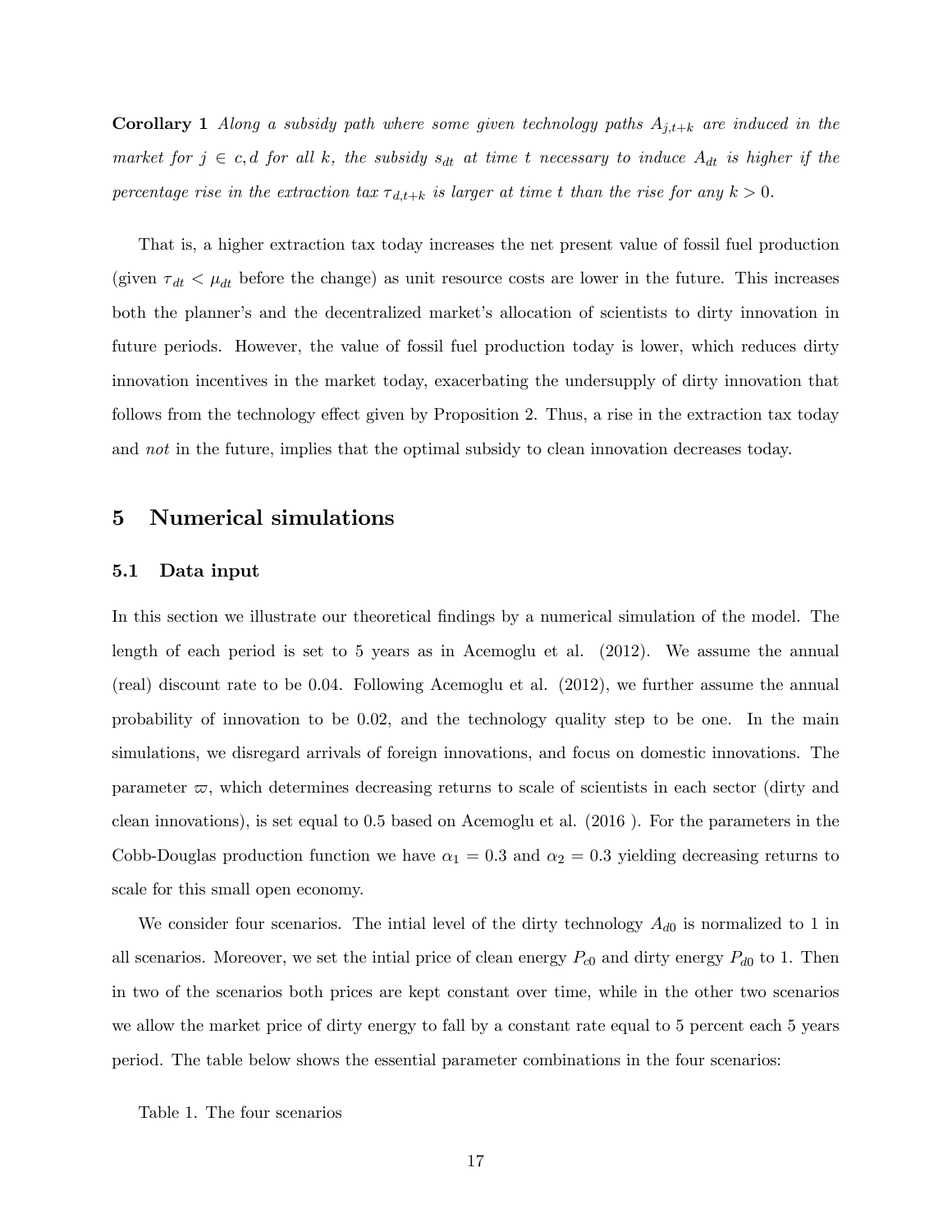**Corollary 1** *Along a subsidy path where some given technology paths $A_{j,t+k}$ are induced in the market for $j \in c, d$ for all $k$, the subsidy $s_{dt}$ at time $t$ necessary to induce $A_{dt}$ is higher if the percentage rise in the extraction tax $\tau_{d,t+k}$ is larger at time $t$ than the rise for any $k > 0$.*

That is, a higher extraction tax today increases the net present value of fossil fuel production (given $\tau_{dt} < \mu_{dt}$ before the change) as unit resource costs are lower in the future. This increases both the planner's and the decentralized market's allocation of scientists to dirty innovation in future periods. However, the value of fossil fuel production today is lower, which reduces dirty innovation incentives in the market today, exacerbating the undersupply of dirty innovation that follows from the technology effect given by Proposition 2. Thus, a rise in the extraction tax today and *not* in the future, implies that the optimal subsidy to clean innovation decreases today.

## 5 Numerical simulations

### 5.1 Data input

In this section we illustrate our theoretical findings by a numerical simulation of the model. The length of each period is set to 5 years as in Acemoglu et al. (2012). We assume the annual (real) discount rate to be 0.04. Following Acemoglu et al. (2012), we further assume the annual probability of innovation to be 0.02, and the technology quality step to be one. In the main simulations, we disregard arrivals of foreign innovations, and focus on domestic innovations. The parameter $\varpi$, which determines decreasing returns to scale of scientists in each sector (dirty and clean innovations), is set equal to 0.5 based on Acemoglu et al. (2016 ). For the parameters in the Cobb-Douglas production function we have $\alpha_1 = 0.3$ and $\alpha_2 = 0.3$ yielding decreasing returns to scale for this small open economy.

We consider four scenarios. The intial level of the dirty technology $A_{d0}$ is normalized to 1 in all scenarios. Moreover, we set the intial price of clean energy $P_{c0}$ and dirty energy $P_{d0}$ to 1. Then in two of the scenarios both prices are kept constant over time, while in the other two scenarios we allow the market price of dirty energy to fall by a constant rate equal to 5 percent each 5 years period. The table below shows the essential parameter combinations in the four scenarios:

Table 1. The four scenarios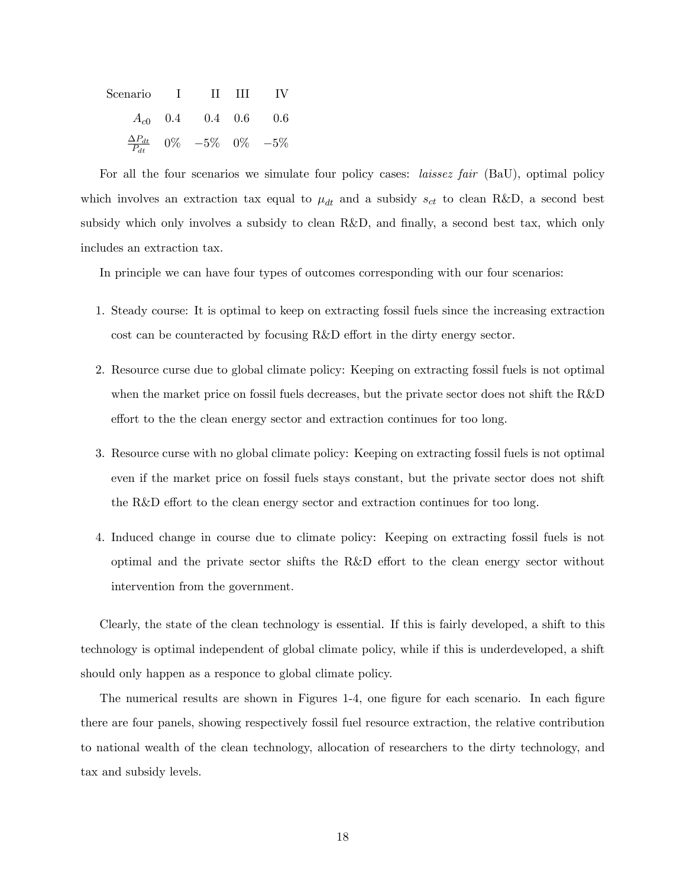| Scenario | I | II | III | IV |
|---|---|---|---|---|
| $A_{c0}$ | 0.4 | 0.4 | 0.6 | 0.6 |
| $\frac{\Delta P_{dt}}{P_{dt}}$ | 0% | −5% | 0% | −5% |

For all the four scenarios we simulate four policy cases: *laissez fair* (BaU), optimal policy which involves an extraction tax equal to $\mu_{dt}$ and a subsidy $s_{ct}$ to clean R&D, a second best subsidy which only involves a subsidy to clean R&D, and finally, a second best tax, which only includes an extraction tax.

In principle we can have four types of outcomes corresponding with our four scenarios:

1. Steady course: It is optimal to keep on extracting fossil fuels since the increasing extraction cost can be counteracted by focusing R&D effort in the dirty energy sector.
2. Resource curse due to global climate policy: Keeping on extracting fossil fuels is not optimal when the market price on fossil fuels decreases, but the private sector does not shift the R&D effort to the the clean energy sector and extraction continues for too long.
3. Resource curse with no global climate policy: Keeping on extracting fossil fuels is not optimal even if the market price on fossil fuels stays constant, but the private sector does not shift the R&D effort to the clean energy sector and extraction continues for too long.
4. Induced change in course due to climate policy: Keeping on extracting fossil fuels is not optimal and the private sector shifts the R&D effort to the clean energy sector without intervention from the government.

Clearly, the state of the clean technology is essential. If this is fairly developed, a shift to this technology is optimal independent of global climate policy, while if this is underdeveloped, a shift should only happen as a responce to global climate policy.

The numerical results are shown in Figures 1-4, one figure for each scenario. In each figure there are four panels, showing respectively fossil fuel resource extraction, the relative contribution to national wealth of the clean technology, allocation of researchers to the dirty technology, and tax and subsidy levels.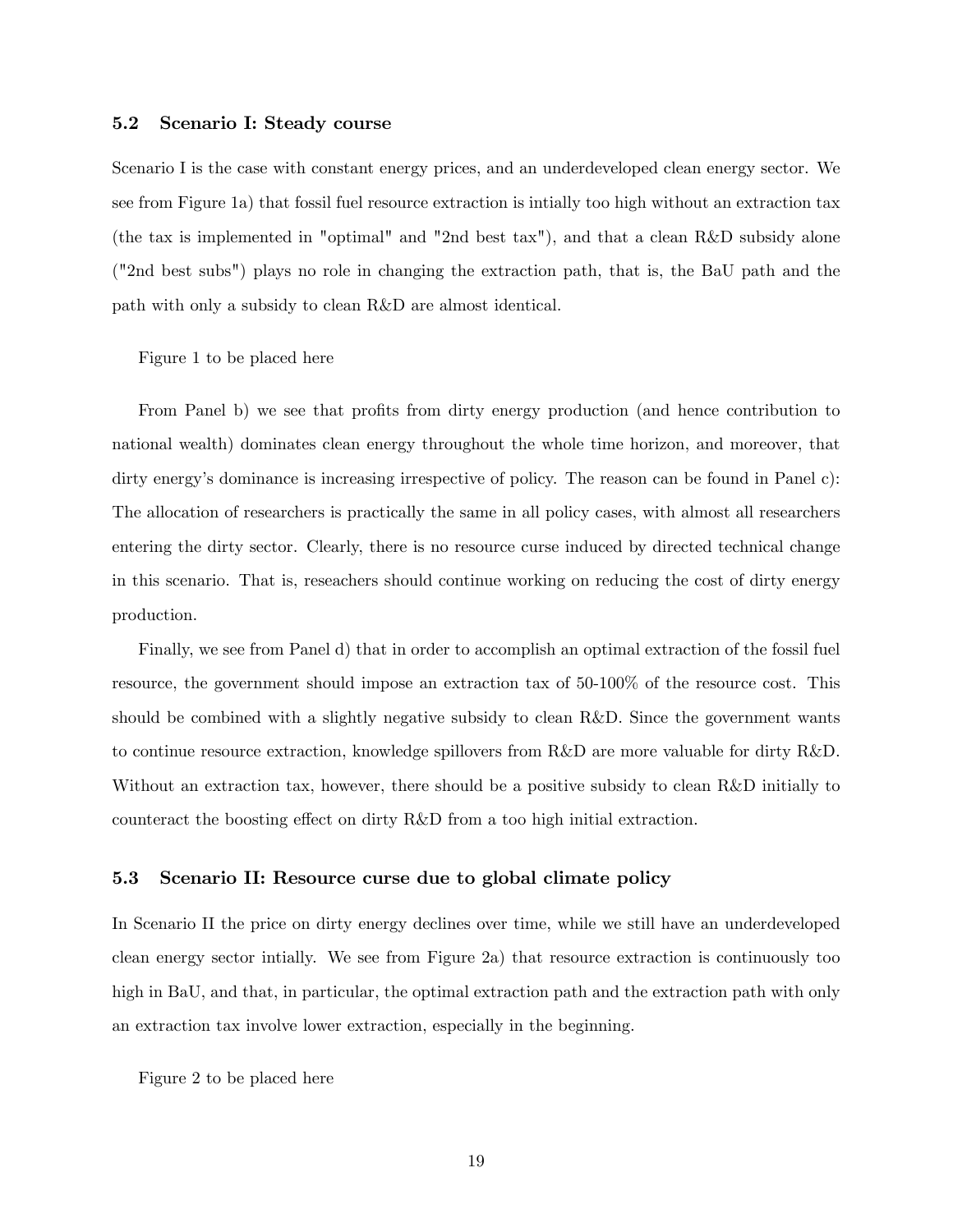### 5.2 Scenario I: Steady course

Scenario I is the case with constant energy prices, and an underdeveloped clean energy sector. We see from Figure 1a) that fossil fuel resource extraction is intially too high without an extraction tax (the tax is implemented in "optimal" and "2nd best tax"), and that a clean R&D subsidy alone ("2nd best subs") plays no role in changing the extraction path, that is, the BaU path and the path with only a subsidy to clean R&D are almost identical.

Figure 1 to be placed here

From Panel b) we see that profits from dirty energy production (and hence contribution to national wealth) dominates clean energy throughout the whole time horizon, and moreover, that dirty energy's dominance is increasing irrespective of policy. The reason can be found in Panel c): The allocation of researchers is practically the same in all policy cases, with almost all researchers entering the dirty sector. Clearly, there is no resource curse induced by directed technical change in this scenario. That is, reseachers should continue working on reducing the cost of dirty energy production.

Finally, we see from Panel d) that in order to accomplish an optimal extraction of the fossil fuel resource, the government should impose an extraction tax of 50-100% of the resource cost. This should be combined with a slightly negative subsidy to clean R&D. Since the government wants to continue resource extraction, knowledge spillovers from R&D are more valuable for dirty R&D. Without an extraction tax, however, there should be a positive subsidy to clean R&D initially to counteract the boosting effect on dirty R&D from a too high initial extraction.

### 5.3 Scenario II: Resource curse due to global climate policy

In Scenario II the price on dirty energy declines over time, while we still have an underdeveloped clean energy sector intially. We see from Figure 2a) that resource extraction is continuously too high in BaU, and that, in particular, the optimal extraction path and the extraction path with only an extraction tax involve lower extraction, especially in the beginning.

Figure 2 to be placed here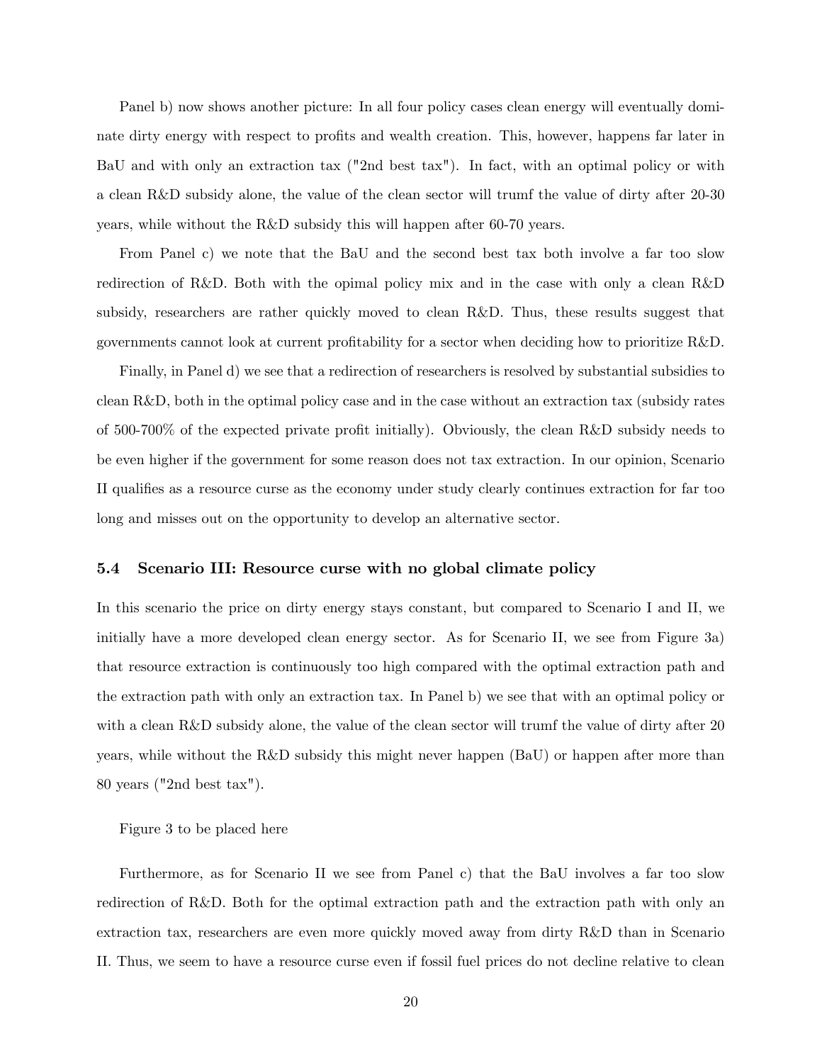Panel b) now shows another picture: In all four policy cases clean energy will eventually dominate dirty energy with respect to profits and wealth creation. This, however, happens far later in BaU and with only an extraction tax ("2nd best tax"). In fact, with an optimal policy or with a clean R&D subsidy alone, the value of the clean sector will trumf the value of dirty after 20-30 years, while without the R&D subsidy this will happen after 60-70 years.

From Panel c) we note that the BaU and the second best tax both involve a far too slow redirection of R&D. Both with the opimal policy mix and in the case with only a clean R&D subsidy, researchers are rather quickly moved to clean R&D. Thus, these results suggest that governments cannot look at current profitability for a sector when deciding how to prioritize R&D.

Finally, in Panel d) we see that a redirection of researchers is resolved by substantial subsidies to clean R&D, both in the optimal policy case and in the case without an extraction tax (subsidy rates of 500-700% of the expected private profit initially). Obviously, the clean R&D subsidy needs to be even higher if the government for some reason does not tax extraction. In our opinion, Scenario II qualifies as a resource curse as the economy under study clearly continues extraction for far too long and misses out on the opportunity to develop an alternative sector.

### 5.4 Scenario III: Resource curse with no global climate policy

In this scenario the price on dirty energy stays constant, but compared to Scenario I and II, we initially have a more developed clean energy sector. As for Scenario II, we see from Figure 3a) that resource extraction is continuously too high compared with the optimal extraction path and the extraction path with only an extraction tax. In Panel b) we see that with an optimal policy or with a clean R&D subsidy alone, the value of the clean sector will trumf the value of dirty after 20 years, while without the R&D subsidy this might never happen (BaU) or happen after more than 80 years ("2nd best tax").

Figure 3 to be placed here

Furthermore, as for Scenario II we see from Panel c) that the BaU involves a far too slow redirection of R&D. Both for the optimal extraction path and the extraction path with only an extraction tax, researchers are even more quickly moved away from dirty R&D than in Scenario II. Thus, we seem to have a resource curse even if fossil fuel prices do not decline relative to clean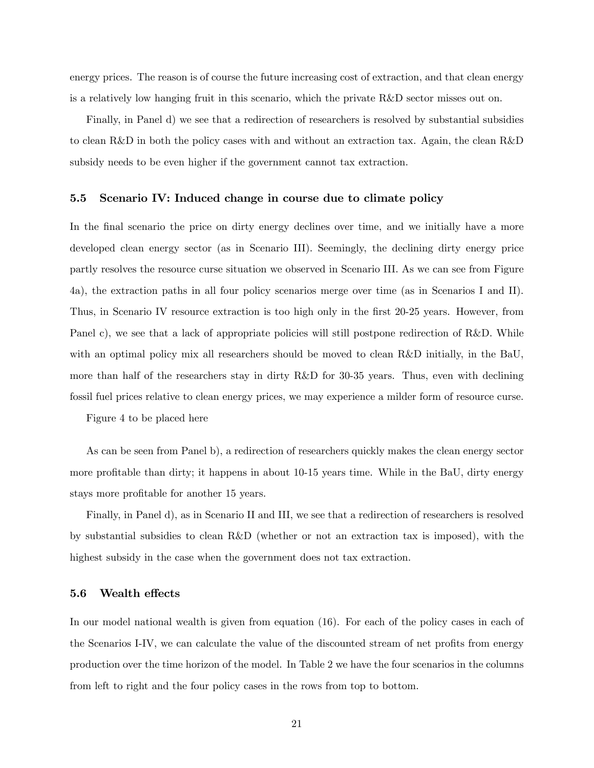energy prices. The reason is of course the future increasing cost of extraction, and that clean energy is a relatively low hanging fruit in this scenario, which the private R&D sector misses out on.

Finally, in Panel d) we see that a redirection of researchers is resolved by substantial subsidies to clean R&D in both the policy cases with and without an extraction tax. Again, the clean R&D subsidy needs to be even higher if the government cannot tax extraction.

### 5.5 Scenario IV: Induced change in course due to climate policy

In the final scenario the price on dirty energy declines over time, and we initially have a more developed clean energy sector (as in Scenario III). Seemingly, the declining dirty energy price partly resolves the resource curse situation we observed in Scenario III. As we can see from Figure 4a), the extraction paths in all four policy scenarios merge over time (as in Scenarios I and II). Thus, in Scenario IV resource extraction is too high only in the first 20-25 years. However, from Panel c), we see that a lack of appropriate policies will still postpone redirection of R&D. While with an optimal policy mix all researchers should be moved to clean R&D initially, in the BaU, more than half of the researchers stay in dirty R&D for 30-35 years. Thus, even with declining fossil fuel prices relative to clean energy prices, we may experience a milder form of resource curse.

Figure 4 to be placed here

As can be seen from Panel b), a redirection of researchers quickly makes the clean energy sector more profitable than dirty; it happens in about 10-15 years time. While in the BaU, dirty energy stays more profitable for another 15 years.

Finally, in Panel d), as in Scenario II and III, we see that a redirection of researchers is resolved by substantial subsidies to clean R&D (whether or not an extraction tax is imposed), with the highest subsidy in the case when the government does not tax extraction.

### 5.6 Wealth effects

In our model national wealth is given from equation (16). For each of the policy cases in each of the Scenarios I-IV, we can calculate the value of the discounted stream of net profits from energy production over the time horizon of the model. In Table 2 we have the four scenarios in the columns from left to right and the four policy cases in the rows from top to bottom.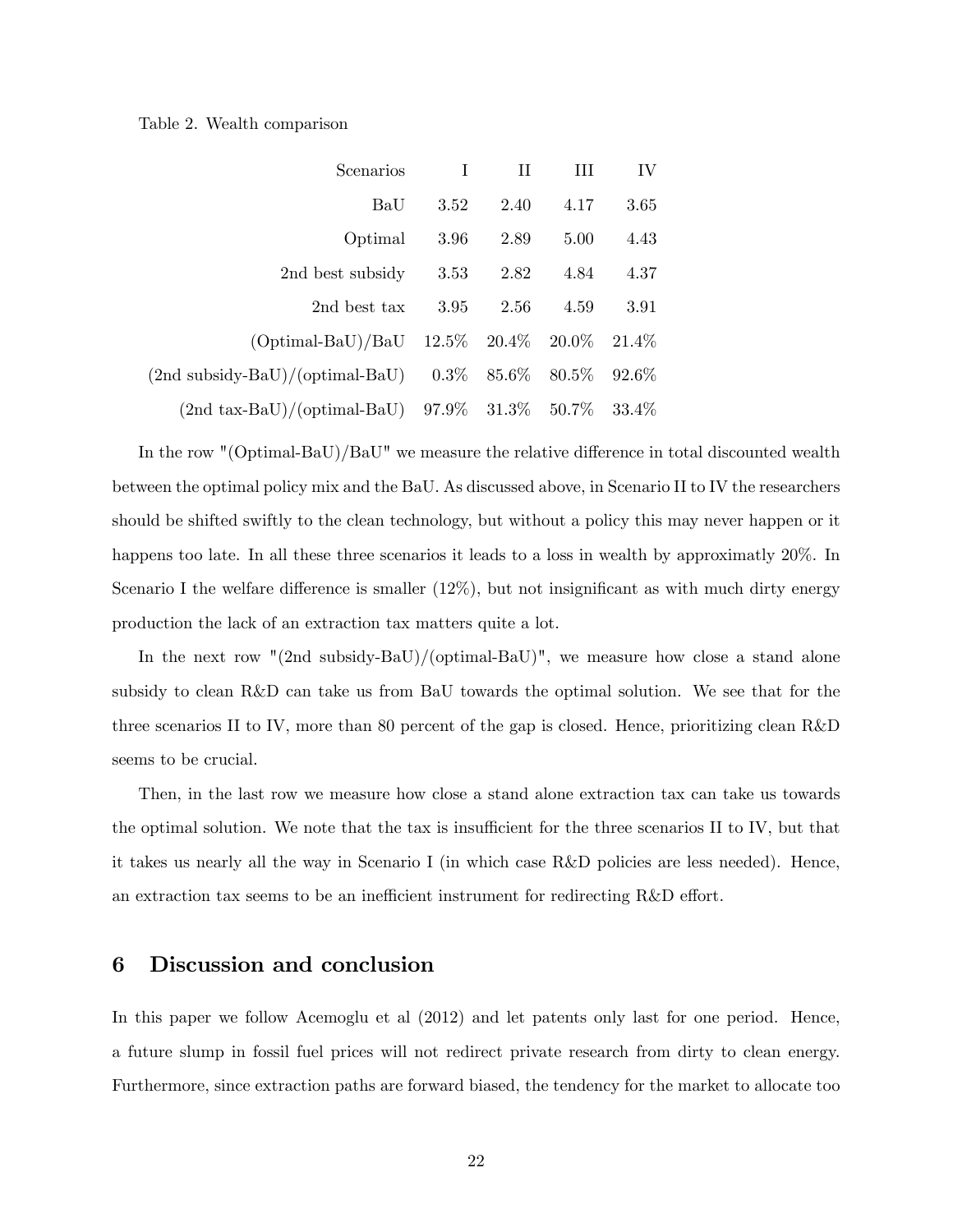Table 2. Wealth comparison

| Scenarios | I | II | III | IV |
|---|---|---|---|---|
| BaU | 3.52 | 2.40 | 4.17 | 3.65 |
| Optimal | 3.96 | 2.89 | 5.00 | 4.43 |
| 2nd best subsidy | 3.53 | 2.82 | 4.84 | 4.37 |
| 2nd best tax | 3.95 | 2.56 | 4.59 | 3.91 |
| (Optimal-BaU)/BaU | 12.5% | 20.4% | 20.0% | 21.4% |
| (2nd subsidy-BaU)/(optimal-BaU) | 0.3% | 85.6% | 80.5% | 92.6% |
| (2nd tax-BaU)/(optimal-BaU) | 97.9% | 31.3% | 50.7% | 33.4% |

In the row "(Optimal-BaU)/BaU" we measure the relative difference in total discounted wealth between the optimal policy mix and the BaU. As discussed above, in Scenario II to IV the researchers should be shifted swiftly to the clean technology, but without a policy this may never happen or it happens too late. In all these three scenarios it leads to a loss in wealth by approximatly 20%. In Scenario I the welfare difference is smaller (12%), but not insignificant as with much dirty energy production the lack of an extraction tax matters quite a lot.

In the next row "(2nd subsidy-BaU)/(optimal-BaU)", we measure how close a stand alone subsidy to clean R&D can take us from BaU towards the optimal solution. We see that for the three scenarios II to IV, more than 80 percent of the gap is closed. Hence, prioritizing clean R&D seems to be crucial.

Then, in the last row we measure how close a stand alone extraction tax can take us towards the optimal solution. We note that the tax is insufficient for the three scenarios II to IV, but that it takes us nearly all the way in Scenario I (in which case R&D policies are less needed). Hence, an extraction tax seems to be an inefficient instrument for redirecting R&D effort.

## 6 Discussion and conclusion

In this paper we follow Acemoglu et al (2012) and let patents only last for one period. Hence, a future slump in fossil fuel prices will not redirect private research from dirty to clean energy. Furthermore, since extraction paths are forward biased, the tendency for the market to allocate too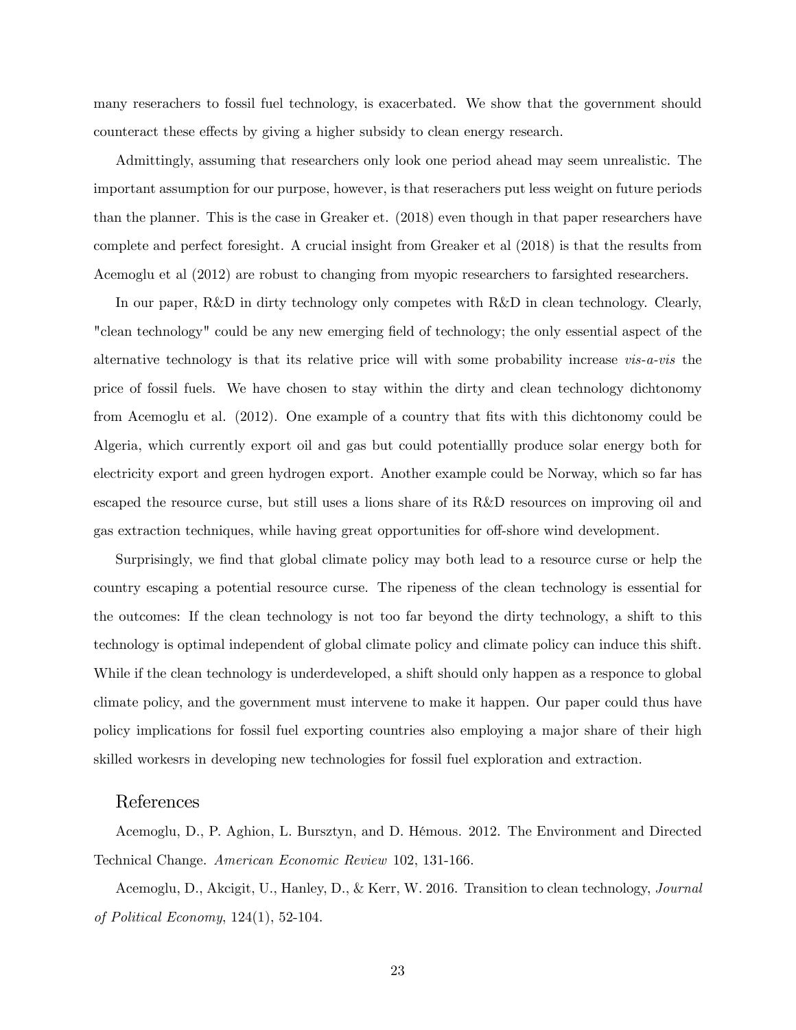many reserachers to fossil fuel technology, is exacerbated. We show that the government should counteract these effects by giving a higher subsidy to clean energy research.

Admittingly, assuming that researchers only look one period ahead may seem unrealistic. The important assumption for our purpose, however, is that reserachers put less weight on future periods than the planner. This is the case in Greaker et. (2018) even though in that paper researchers have complete and perfect foresight. A crucial insight from Greaker et al (2018) is that the results from Acemoglu et al (2012) are robust to changing from myopic researchers to farsighted researchers.

In our paper, R&D in dirty technology only competes with R&D in clean technology. Clearly, "clean technology" could be any new emerging field of technology; the only essential aspect of the alternative technology is that its relative price will with some probability increase *vis-a-vis* the price of fossil fuels. We have chosen to stay within the dirty and clean technology dichtonomy from Acemoglu et al. (2012). One example of a country that fits with this dichtonomy could be Algeria, which currently export oil and gas but could potentiallly produce solar energy both for electricity export and green hydrogen export. Another example could be Norway, which so far has escaped the resource curse, but still uses a lions share of its R&D resources on improving oil and gas extraction techniques, while having great opportunities for off-shore wind development.

Surprisingly, we find that global climate policy may both lead to a resource curse or help the country escaping a potential resource curse. The ripeness of the clean technology is essential for the outcomes: If the clean technology is not too far beyond the dirty technology, a shift to this technology is optimal independent of global climate policy and climate policy can induce this shift. While if the clean technology is underdeveloped, a shift should only happen as a responce to global climate policy, and the government must intervene to make it happen. Our paper could thus have policy implications for fossil fuel exporting countries also employing a major share of their high skilled workesrs in developing new technologies for fossil fuel exploration and extraction.

## References

Acemoglu, D., P. Aghion, L. Bursztyn, and D. Hémous. 2012. The Environment and Directed Technical Change. *American Economic Review* 102, 131-166.

Acemoglu, D., Akcigit, U., Hanley, D., & Kerr, W. 2016. Transition to clean technology, *Journal of Political Economy*, 124(1), 52-104.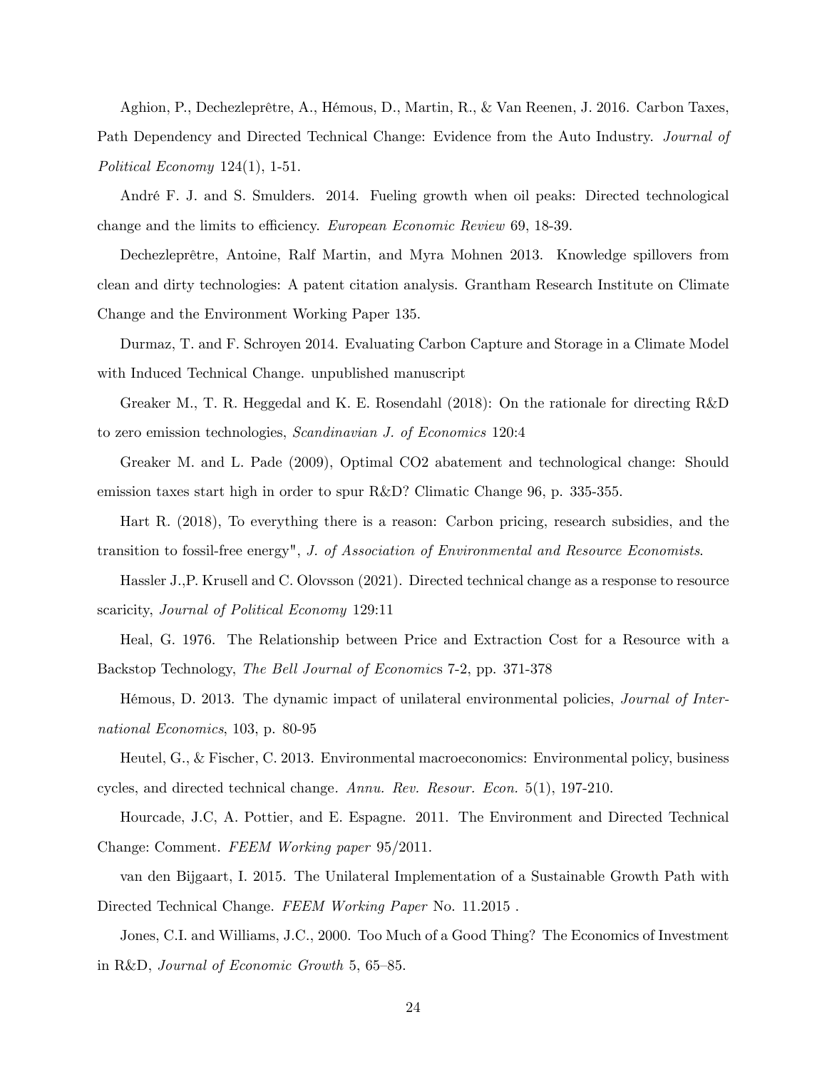Aghion, P., Dechezleprêtre, A., Hémous, D., Martin, R., & Van Reenen, J. 2016. Carbon Taxes, Path Dependency and Directed Technical Change: Evidence from the Auto Industry. *Journal of Political Economy* 124(1), 1-51.

André F. J. and S. Smulders. 2014. Fueling growth when oil peaks: Directed technological change and the limits to efficiency. *European Economic Review* 69, 18-39.

Dechezleprêtre, Antoine, Ralf Martin, and Myra Mohnen 2013. Knowledge spillovers from clean and dirty technologies: A patent citation analysis. Grantham Research Institute on Climate Change and the Environment Working Paper 135.

Durmaz, T. and F. Schroyen 2014. Evaluating Carbon Capture and Storage in a Climate Model with Induced Technical Change. unpublished manuscript

Greaker M., T. R. Heggedal and K. E. Rosendahl (2018): On the rationale for directing R&D to zero emission technologies, *Scandinavian J. of Economics* 120:4

Greaker M. and L. Pade (2009), Optimal CO2 abatement and technological change: Should emission taxes start high in order to spur R&D? Climatic Change 96, p. 335-355.

Hart R. (2018), To everything there is a reason: Carbon pricing, research subsidies, and the transition to fossil-free energy", *J. of Association of Environmental and Resource Economists*.

Hassler J.,P. Krusell and C. Olovsson (2021). Directed technical change as a response to resource scaricity, *Journal of Political Economy* 129:11

Heal, G. 1976. The Relationship between Price and Extraction Cost for a Resource with a Backstop Technology, *The Bell Journal of Economics* 7-2, pp. 371-378

Hémous, D. 2013. The dynamic impact of unilateral environmental policies, *Journal of International Economics*, 103, p. 80-95

Heutel, G., & Fischer, C. 2013. Environmental macroeconomics: Environmental policy, business cycles, and directed technical change. *Annu. Rev. Resour. Econ.* 5(1), 197-210.

Hourcade, J.C, A. Pottier, and E. Espagne. 2011. The Environment and Directed Technical Change: Comment. *FEEM Working paper* 95/2011.

van den Bijgaart, I. 2015. The Unilateral Implementation of a Sustainable Growth Path with Directed Technical Change. *FEEM Working Paper* No. 11.2015 .

Jones, C.I. and Williams, J.C., 2000. Too Much of a Good Thing? The Economics of Investment in R&D, *Journal of Economic Growth* 5, 65–85.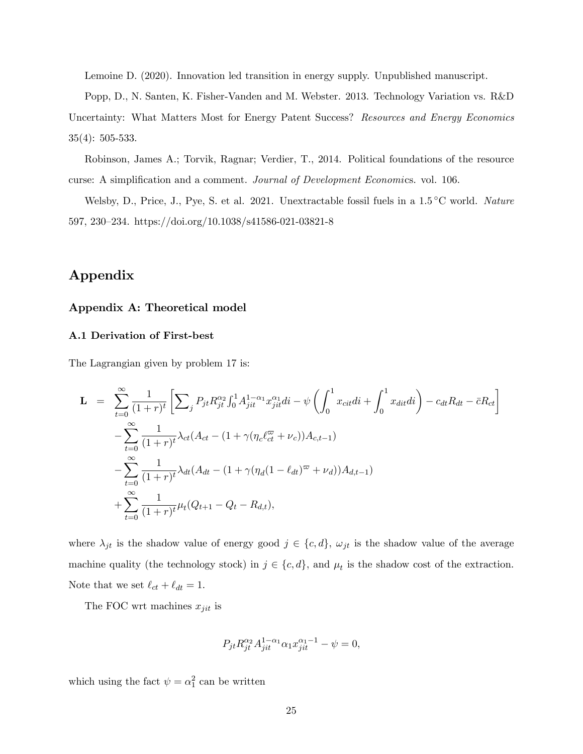Lemoine D. (2020). Innovation led transition in energy supply. Unpublished manuscript.

Popp, D., N. Santen, K. Fisher-Vanden and M. Webster. 2013. Technology Variation vs. R&D Uncertainty: What Matters Most for Energy Patent Success? *Resources and Energy Economics* 35(4): 505-533.

Robinson, James A.; Torvik, Ragnar; Verdier, T., 2014. Political foundations of the resource curse: A simplification and a comment. *Journal of Development Economic*s. vol. 106.

Welsby, D., Price, J., Pye, S. et al. 2021. Unextractable fossil fuels in a 1.5 °C world. *Nature* 597, 230–234. https://doi.org/10.1038/s41586-021-03821-8

# Appendix

## Appendix A: Theoretical model

### A.1 Derivation of First-best

The Lagrangian given by problem 17 is:

$$
\begin{aligned}
\mathbf{L} \;=\; & \sum_{t=0}^{\infty} \frac{1}{(1+r)^t} \left[ \sum_j P_{jt} R_{jt}^{\alpha_2} \int_0^1 A_{jit}^{1-\alpha_1} x_{jit}^{\alpha_1} di - \psi \left( \int_0^1 x_{cit} di + \int_0^1 x_{dit} di \right) - c_{dt} R_{dt} - \bar{c} R_{ct} \right] \\
& - \sum_{t=0}^{\infty} \frac{1}{(1+r)^t} \lambda_{ct} (A_{ct} - (1 + \gamma(\eta_c \ell_{ct}^{\varpi} + \nu_c)) A_{c,t-1}) \\
& - \sum_{t=0}^{\infty} \frac{1}{(1+r)^t} \lambda_{dt} (A_{dt} - (1 + \gamma(\eta_d (1-\ell_{dt})^{\varpi} + \nu_d)) A_{d,t-1}) \\
& + \sum_{t=0}^{\infty} \frac{1}{(1+r)^t} \mu_t (Q_{t+1} - Q_t - R_{d,t}),
\end{aligned}
$$

where $\lambda_{jt}$ is the shadow value of energy good $j \in \{c, d\}$, $\omega_{jt}$ is the shadow value of the average machine quality (the technology stock) in $j \in \{c, d\}$, and $\mu_t$ is the shadow cost of the extraction. Note that we set $\ell_{ct} + \ell_{dt} = 1$.

The FOC wrt machines $x_{jit}$ is

$$
P_{jt} R_{jt}^{\alpha_2} A_{jit}^{1-\alpha_1} \alpha_1 x_{jit}^{\alpha_1 - 1} - \psi = 0,
$$

which using the fact $\psi = \alpha_1^2$ can be written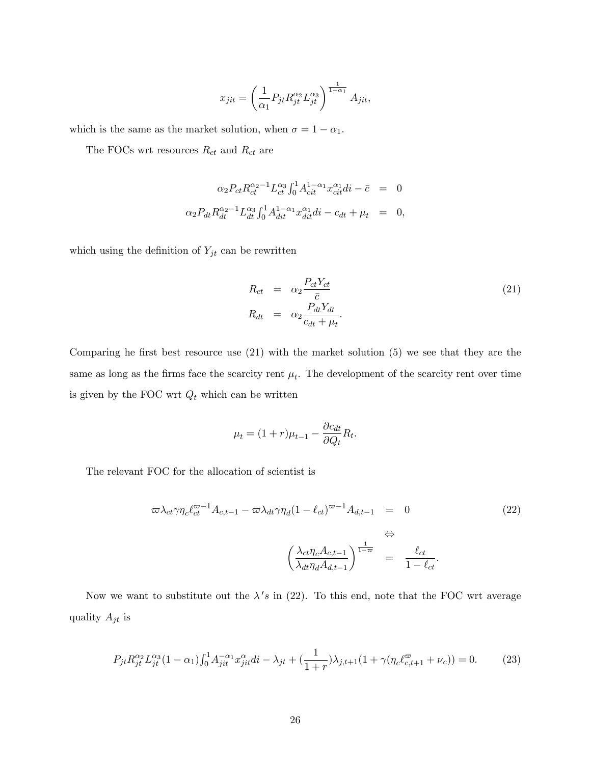$$x_{jit} = \left(\frac{1}{\alpha_1} P_{jt} R_{jt}^{\alpha_2} L_{jt}^{\alpha_3}\right)^{\frac{1}{1-\alpha_1}} A_{jit},$$

which is the same as the market solution, when $\sigma = 1 - \alpha_1$.

The FOCs wrt resources $R_{ct}$ and $R_{ct}$ are

$$\begin{aligned}
\alpha_2 P_{ct} R_{ct}^{\alpha_2 - 1} L_{ct}^{\alpha_3} \int_0^1 A_{cit}^{1-\alpha_1} x_{cit}^{\alpha_1} di - \bar{c} &= 0 \\
\alpha_2 P_{dt} R_{dt}^{\alpha_2 - 1} L_{dt}^{\alpha_3} \int_0^1 A_{dit}^{1-\alpha_1} x_{dit}^{\alpha_1} di - c_{dt} + \mu_t &= 0,
\end{aligned}$$

which using the definition of $Y_{jt}$ can be rewritten

$$\begin{aligned}
R_{ct} &= \alpha_2 \frac{P_{ct} Y_{ct}}{\bar{c}} \\
R_{dt} &= \alpha_2 \frac{P_{dt} Y_{dt}}{c_{dt} + \mu_t}.
\end{aligned} \tag{21}$$

Comparing he first best resource use (21) with the market solution (5) we see that they are the same as long as the firms face the scarcity rent $\mu_t$. The development of the scarcity rent over time is given by the FOC wrt $Q_t$ which can be written

$$\mu_t = (1+r)\mu_{t-1} - \frac{\partial c_{dt}}{\partial Q_t} R_t.$$

The relevant FOC for the allocation of scientist is

$$\begin{aligned}
\varpi \lambda_{ct} \gamma \eta_c \ell_{ct}^{\varpi - 1} A_{c,t-1} - \varpi \lambda_{dt} \gamma \eta_d (1 - \ell_{ct})^{\varpi - 1} A_{d,t-1} &= 0 \\
&\Leftrightarrow \\
\left(\frac{\lambda_{ct} \eta_c A_{c,t-1}}{\lambda_{dt} \eta_d A_{d,t-1}}\right)^{\frac{1}{1-\varpi}} &= \frac{\ell_{ct}}{1 - \ell_{ct}}.
\end{aligned} \tag{22}$$

Now we want to substitute out the $\lambda's$ in (22). To this end, note that the FOC wrt average quality $A_{jt}$ is

$$P_{jt} R_{jt}^{\alpha_2} L_{jt}^{\alpha_3} (1 - \alpha_1) \int_0^1 A_{jit}^{-\alpha_1} x_{jit}^{\alpha} di - \lambda_{jt} + \left(\frac{1}{1+r}\right) \lambda_{j,t+1} (1 + \gamma(\eta_c \ell_{c,t+1}^{\varpi} + \nu_c)) = 0. \tag{23}$$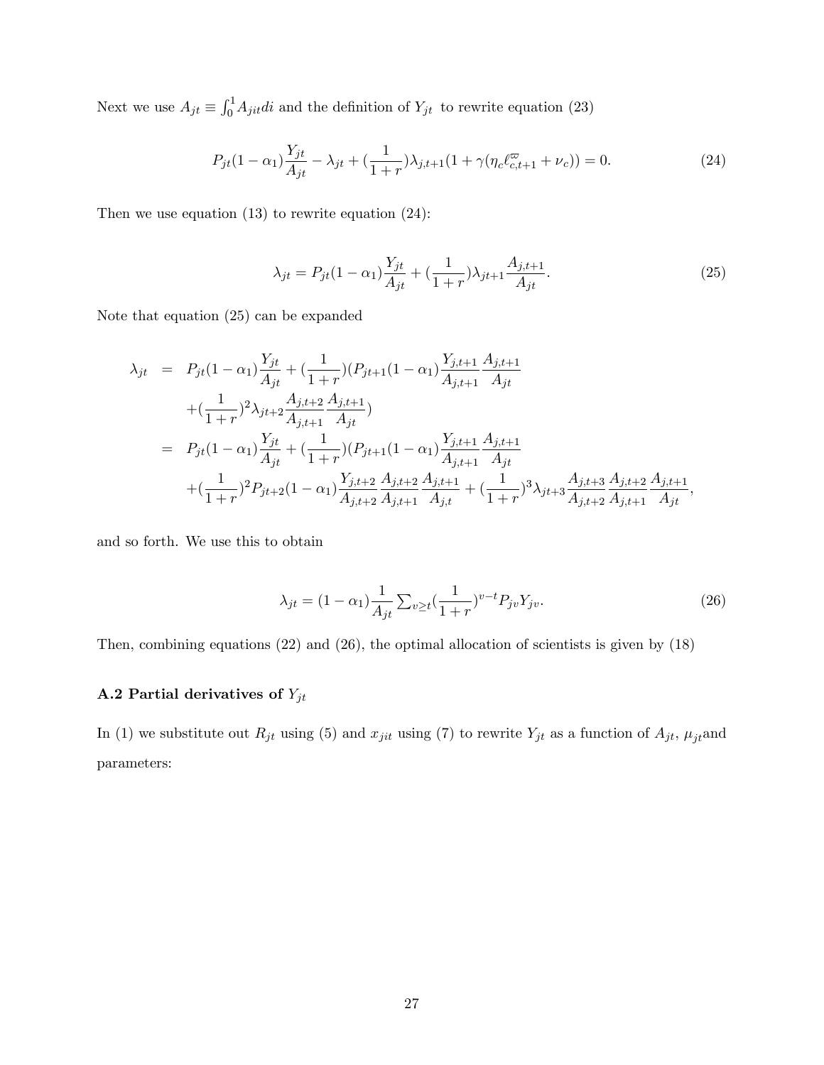Next we use $A_{jt} \equiv \int_0^1 A_{jit} di$ and the definition of $Y_{jt}$ to rewrite equation (23)

$$P_{jt}(1-\alpha_1)\frac{Y_{jt}}{A_{jt}} - \lambda_{jt} + (\frac{1}{1+r})\lambda_{j,t+1}(1+\gamma(\eta_c \ell_{c,t+1}^{\varpi} + \nu_c)) = 0. \tag{24}$$

Then we use equation (13) to rewrite equation (24):

$$\lambda_{jt} = P_{jt}(1-\alpha_1)\frac{Y_{jt}}{A_{jt}} + (\frac{1}{1+r})\lambda_{jt+1}\frac{A_{j,t+1}}{A_{jt}}. \tag{25}$$

Note that equation (25) can be expanded

$$\begin{aligned}
\lambda_{jt} &= P_{jt}(1-\alpha_1)\frac{Y_{jt}}{A_{jt}} + (\frac{1}{1+r})(P_{jt+1}(1-\alpha_1)\frac{Y_{j,t+1}}{A_{j,t+1}}\frac{A_{j,t+1}}{A_{jt}} \\
&\quad + (\frac{1}{1+r})^2\lambda_{jt+2}\frac{A_{j,t+2}}{A_{j,t+1}}\frac{A_{j,t+1}}{A_{jt}}) \\
&= P_{jt}(1-\alpha_1)\frac{Y_{jt}}{A_{jt}} + (\frac{1}{1+r})(P_{jt+1}(1-\alpha_1)\frac{Y_{j,t+1}}{A_{j,t+1}}\frac{A_{j,t+1}}{A_{jt}} \\
&\quad + (\frac{1}{1+r})^2 P_{jt+2}(1-\alpha_1)\frac{Y_{j,t+2}}{A_{j,t+2}}\frac{A_{j,t+2}}{A_{j,t+1}}\frac{A_{j,t+1}}{A_{j,t}} + (\frac{1}{1+r})^3\lambda_{jt+3}\frac{A_{j,t+3}}{A_{j,t+2}}\frac{A_{j,t+2}}{A_{j,t+1}}\frac{A_{j,t+1}}{A_{jt}},
\end{aligned}$$

and so forth. We use this to obtain

$$\lambda_{jt} = (1-\alpha_1)\frac{1}{A_{jt}}\textstyle\sum_{v \geq t}(\frac{1}{1+r})^{v-t}P_{jv}Y_{jv}. \tag{26}$$

Then, combining equations (22) and (26), the optimal allocation of scientists is given by (18)

### A.2 Partial derivatives of $Y_{jt}$

In (1) we substitute out $R_{jt}$ using (5) and $x_{jit}$ using (7) to rewrite $Y_{jt}$ as a function of $A_{jt}$, $\mu_{jt}$and parameters: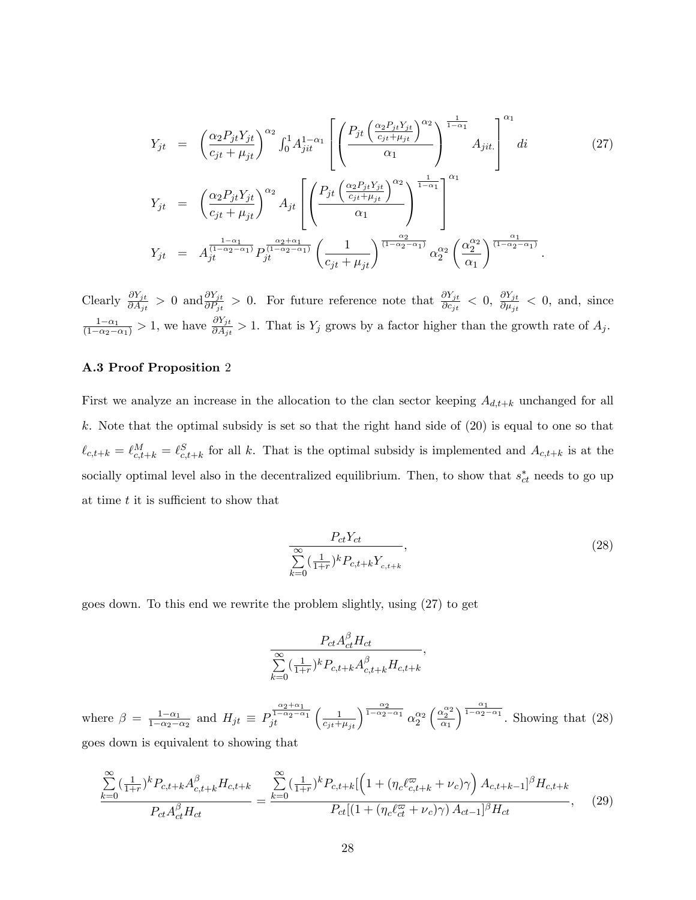$$
\begin{aligned}
Y_{jt} &= \left(\frac{\alpha_2 P_{jt} Y_{jt}}{c_{jt}+\mu_{jt}}\right)^{\alpha_2} \int_0^1 A_{jit}^{1-\alpha_1} \left[\left(\frac{P_{jt}\left(\frac{\alpha_2 P_{jt} Y_{jt}}{c_{jt}+\mu_{jt}}\right)^{\alpha_2}}{\alpha_1}\right)^{\frac{1}{1-\alpha_1}} A_{jit.}\right]^{\alpha_1} di \qquad (27)\\
Y_{jt} &= \left(\frac{\alpha_2 P_{jt} Y_{jt}}{c_{jt}+\mu_{jt}}\right)^{\alpha_2} A_{jt} \left[\left(\frac{P_{jt}\left(\frac{\alpha_2 P_{jt} Y_{jt}}{c_{jt}+\mu_{jt}}\right)^{\alpha_2}}{\alpha_1}\right)^{\frac{1}{1-\alpha_1}}\right]^{\alpha_1}\\
Y_{jt} &= A_{jt}^{\frac{1-\alpha_1}{(1-\alpha_2-\alpha_1)}} P_{jt}^{\frac{\alpha_2+\alpha_1}{(1-\alpha_2-\alpha_1)}} \left(\frac{1}{c_{jt}+\mu_{jt}}\right)^{\frac{\alpha_2}{(1-\alpha_2-\alpha_1)}} \alpha_2^{\alpha_2} \left(\frac{\alpha_2^{\alpha_2}}{\alpha_1}\right)^{\frac{\alpha_1}{(1-\alpha_2-\alpha_1)}}.
\end{aligned}
$$

Clearly $\frac{\partial Y_{jt}}{\partial A_{jt}} > 0$ and $\frac{\partial Y_{jt}}{\partial P_{jt}} > 0$. For future reference note that $\frac{\partial Y_{jt}}{\partial c_{jt}} < 0$, $\frac{\partial Y_{jt}}{\partial \mu_{jt}} < 0$, and, since $\frac{1-\alpha_1}{(1-\alpha_2-\alpha_1)} > 1$, we have $\frac{\partial Y_{jt}}{\partial A_{jt}} > 1$. That is $Y_j$ grows by a factor higher than the growth rate of $A_j$.

### A.3 Proof Proposition 2

First we analyze an increase in the allocation to the clan sector keeping $A_{d,t+k}$ unchanged for all $k$. Note that the optimal subsidy is set so that the right hand side of (20) is equal to one so that $\ell_{c,t+k} = \ell^M_{c,t+k} = \ell^S_{c,t+k}$ for all $k$. That is the optimal subsidy is implemented and $A_{c,t+k}$ is at the socially optimal level also in the decentralized equilibrium. Then, to show that $s^*_{ct}$ needs to go up at time $t$ it is sufficient to show that

$$
\frac{P_{ct}Y_{ct}}{\sum\limits_{k=0}^{\infty}(\frac{1}{1+r})^k P_{c,t+k} Y_{c,t+k}}, \qquad (28)
$$

goes down. To this end we rewrite the problem slightly, using (27) to get

$$
\frac{P_{ct}A_{ct}^{\beta}H_{ct}}{\sum\limits_{k=0}^{\infty}(\frac{1}{1+r})^k P_{c,t+k} A_{c,t+k}^{\beta} H_{c,t+k}},
$$

where $\beta = \frac{1-\alpha_1}{1-\alpha_2-\alpha_2}$ and $H_{jt} \equiv P_{jt}^{\frac{\alpha_2+\alpha_1}{1-\alpha_2-\alpha_1}} \left(\frac{1}{c_{jt}+\mu_{jt}}\right)^{\frac{\alpha_2}{1-\alpha_2-\alpha_1}} \alpha_2^{\alpha_2} \left(\frac{\alpha_2^{\alpha_2}}{\alpha_1}\right)^{\frac{\alpha_1}{1-\alpha_2-\alpha_1}}$. Showing that (28) goes down is equivalent to showing that

$$
\frac{\sum\limits_{k=0}^{\infty}(\frac{1}{1+r})^k P_{c,t+k} A_{c,t+k}^{\beta} H_{c,t+k}}{P_{ct}A_{ct}^{\beta}H_{ct}} = \frac{\sum\limits_{k=0}^{\infty}(\frac{1}{1+r})^k P_{c,t+k} [\left(1+(\eta_c \ell^{\varpi}_{c,t+k}+\nu_c)\gamma\right) A_{c,t+k-1}]^{\beta} H_{c,t+k}}{P_{ct}[(1+(\eta_c \ell^{\varpi}_{ct}+\nu_c)\gamma) A_{ct-1}]^{\beta} H_{ct}}, \qquad (29)
$$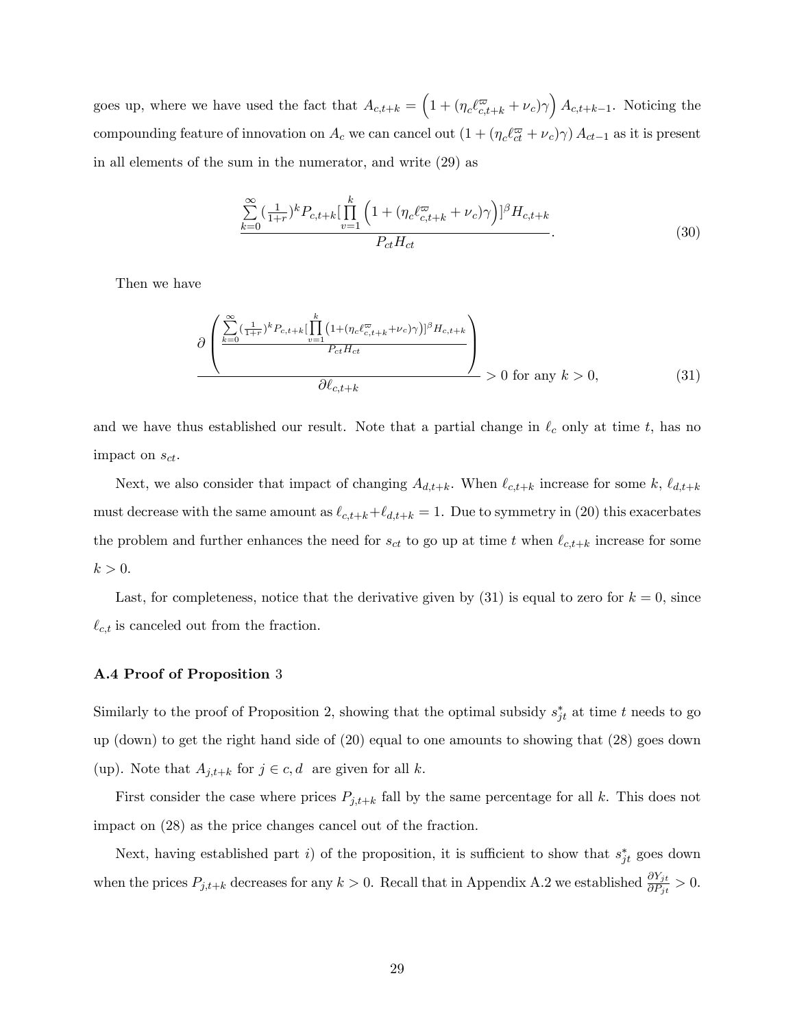goes up, where we have used the fact that $A_{c,t+k} = \left(1 + (\eta_c \ell_{c,t+k}^{\varpi} + \nu_c)\gamma\right) A_{c,t+k-1}$. Noticing the compounding feature of innovation on $A_c$ we can cancel out $(1 + (\eta_c \ell_{ct}^{\varpi} + \nu_c)\gamma) A_{ct-1}$ as it is present in all elements of the sum in the numerator, and write (29) as

$$\frac{\sum_{k=0}^{\infty} (\frac{1}{1+r})^k P_{c,t+k} [\prod_{v=1}^{k} \left(1 + (\eta_c \ell_{c,t+k}^{\varpi} + \nu_c)\gamma\right)]^{\beta} H_{c,t+k}}{P_{ct} H_{ct}}. \tag{30}$$

Then we have

$$\frac{\partial \left( \frac{\sum_{k=0}^{\infty} (\frac{1}{1+r})^k P_{c,t+k} [\prod_{v=1}^{k} \left(1 + (\eta_c \ell_{c,t+k}^{\varpi} + \nu_c)\gamma\right)]^{\beta} H_{c,t+k}}{P_{ct} H_{ct}} \right)}{\partial \ell_{c,t+k}} > 0 \text{ for any } k > 0, \tag{31}$$

and we have thus established our result. Note that a partial change in $\ell_c$ only at time $t$, has no impact on $s_{ct}$.

Next, we also consider that impact of changing $A_{d,t+k}$. When $\ell_{c,t+k}$ increase for some $k$, $\ell_{d,t+k}$ must decrease with the same amount as $\ell_{c,t+k} + \ell_{d,t+k} = 1$. Due to symmetry in (20) this exacerbates the problem and further enhances the need for $s_{ct}$ to go up at time $t$ when $\ell_{c,t+k}$ increase for some $k > 0$.

Last, for completeness, notice that the derivative given by (31) is equal to zero for $k = 0$, since $\ell_{c,t}$ is canceled out from the fraction.

### A.4 Proof of Proposition 3

Similarly to the proof of Proposition 2, showing that the optimal subsidy $s_{jt}^*$ at time $t$ needs to go up (down) to get the right hand side of (20) equal to one amounts to showing that (28) goes down (up). Note that $A_{j,t+k}$ for $j \in c, d$ are given for all $k$.

First consider the case where prices $P_{j,t+k}$ fall by the same percentage for all $k$. This does not impact on (28) as the price changes cancel out of the fraction.

Next, having established part *i*) of the proposition, it is sufficient to show that $s_{jt}^*$ goes down when the prices $P_{j,t+k}$ decreases for any $k > 0$. Recall that in Appendix A.2 we established $\frac{\partial Y_{jt}}{\partial P_{jt}} > 0$.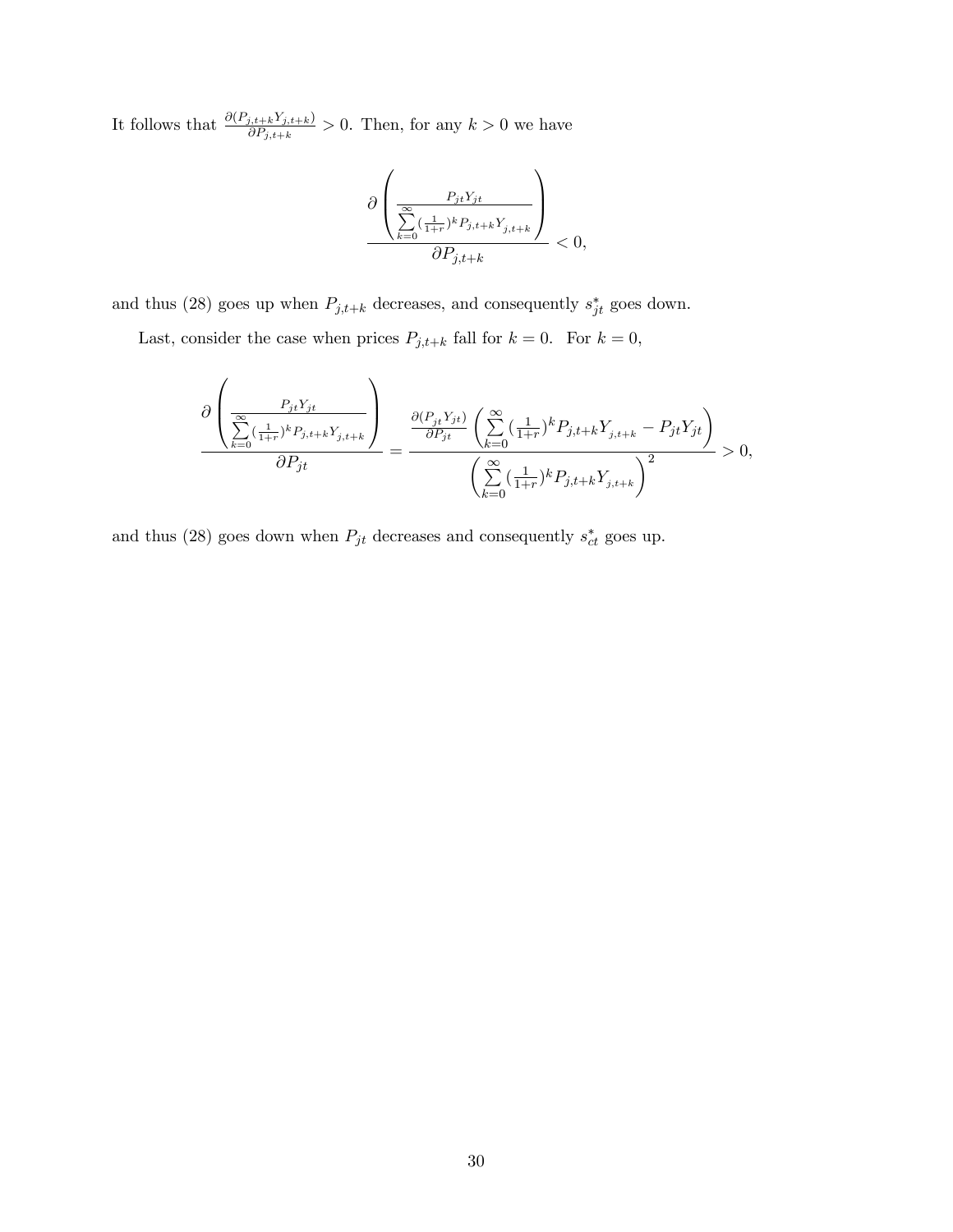It follows that $\frac{\partial(P_{j,t+k}Y_{j,t+k})}{\partial P_{j,t+k}} > 0$. Then, for any $k > 0$ we have

$$\frac{\partial\left(\frac{P_{jt}Y_{jt}}{\sum_{k=0}^{\infty}(\frac{1}{1+r})^k P_{j,t+k}Y_{j,t+k}}\right)}{\partial P_{j,t+k}} < 0,$$

and thus (28) goes up when $P_{j,t+k}$ decreases, and consequently $s^*_{jt}$ goes down.

Last, consider the case when prices $P_{j,t+k}$ fall for $k = 0$. For $k = 0$,

$$\frac{\partial\left(\frac{P_{jt}Y_{jt}}{\sum_{k=0}^{\infty}(\frac{1}{1+r})^k P_{j,t+k}Y_{j,t+k}}\right)}{\partial P_{jt}} = \frac{\frac{\partial(P_{jt}Y_{jt})}{\partial P_{jt}}\left(\sum_{k=0}^{\infty}(\frac{1}{1+r})^k P_{j,t+k}Y_{j,t+k} - P_{jt}Y_{jt}\right)}{\left(\sum_{k=0}^{\infty}(\frac{1}{1+r})^k P_{j,t+k}Y_{j,t+k}\right)^2} > 0,$$

and thus (28) goes down when $P_{jt}$ decreases and consequently $s^*_{ct}$ goes up.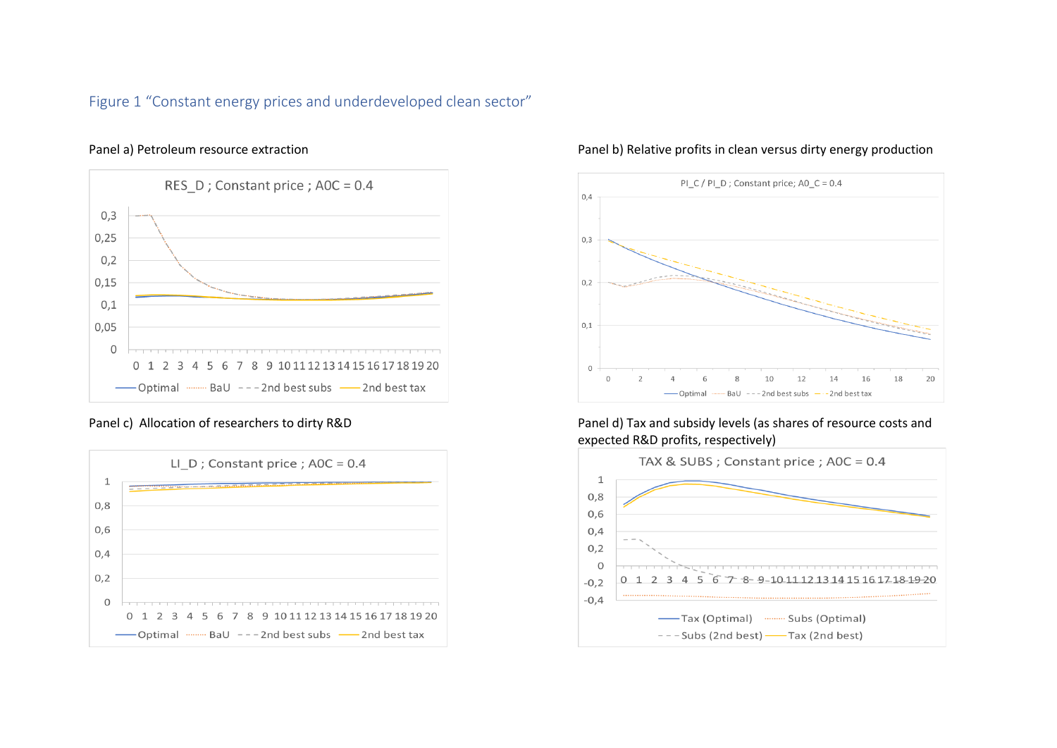Figure 1 "Constant energy prices and underdeveloped clean sector"

Panel a) Petroleum resource extraction

Panel b) Relative profits in clean versus dirty energy production

Panel c) Allocation of researchers to dirty R&D

Panel d) Tax and subsidy levels (as shares of resource costs and expected R&D profits, respectively)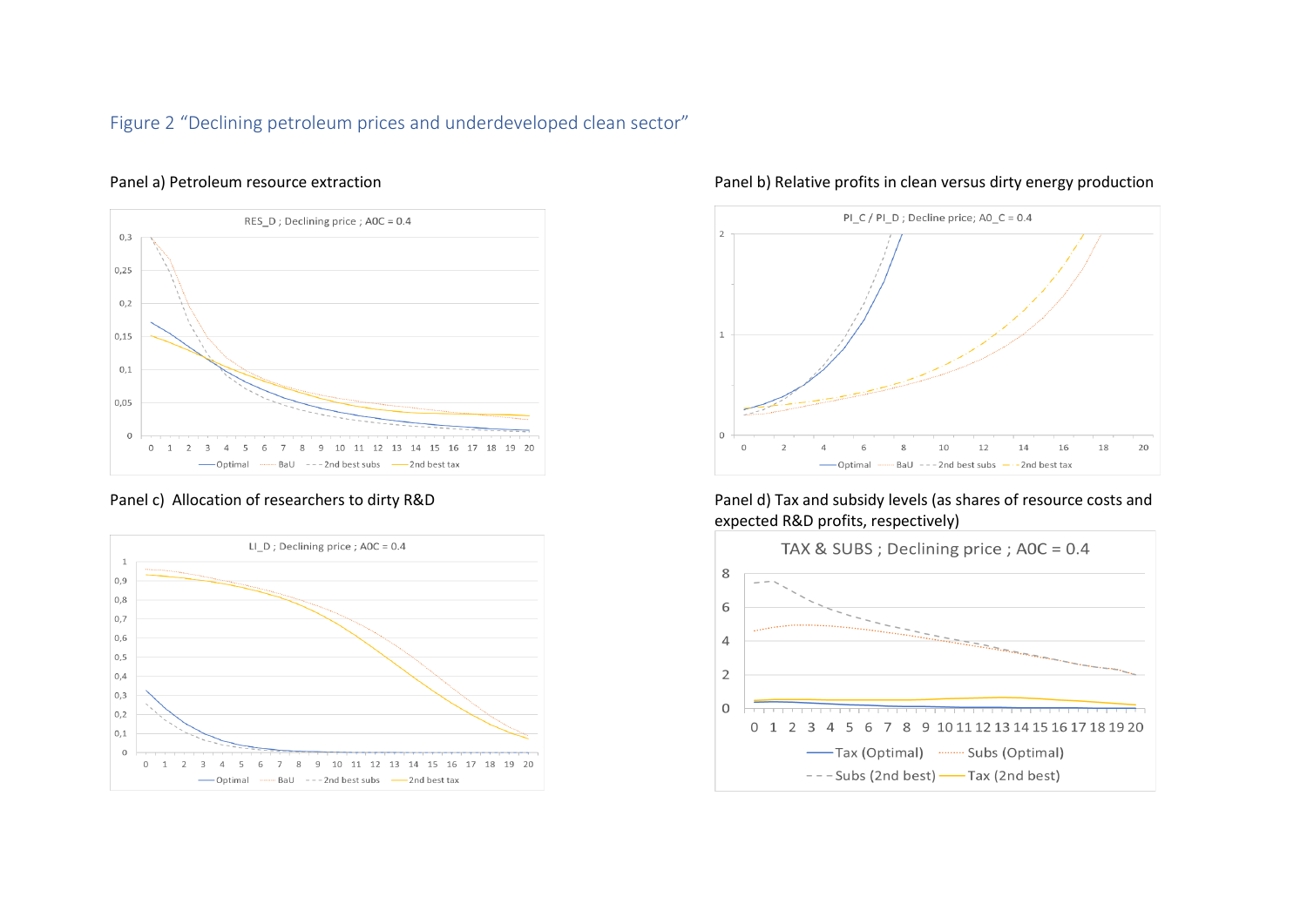Figure 2 “Declining petroleum prices and underdeveloped clean sector”

Panel a) Petroleum resource extraction

Panel b) Relative profits in clean versus dirty energy production

Panel c) Allocation of researchers to dirty R&D

Panel d) Tax and subsidy levels (as shares of resource costs and expected R&D profits, respectively)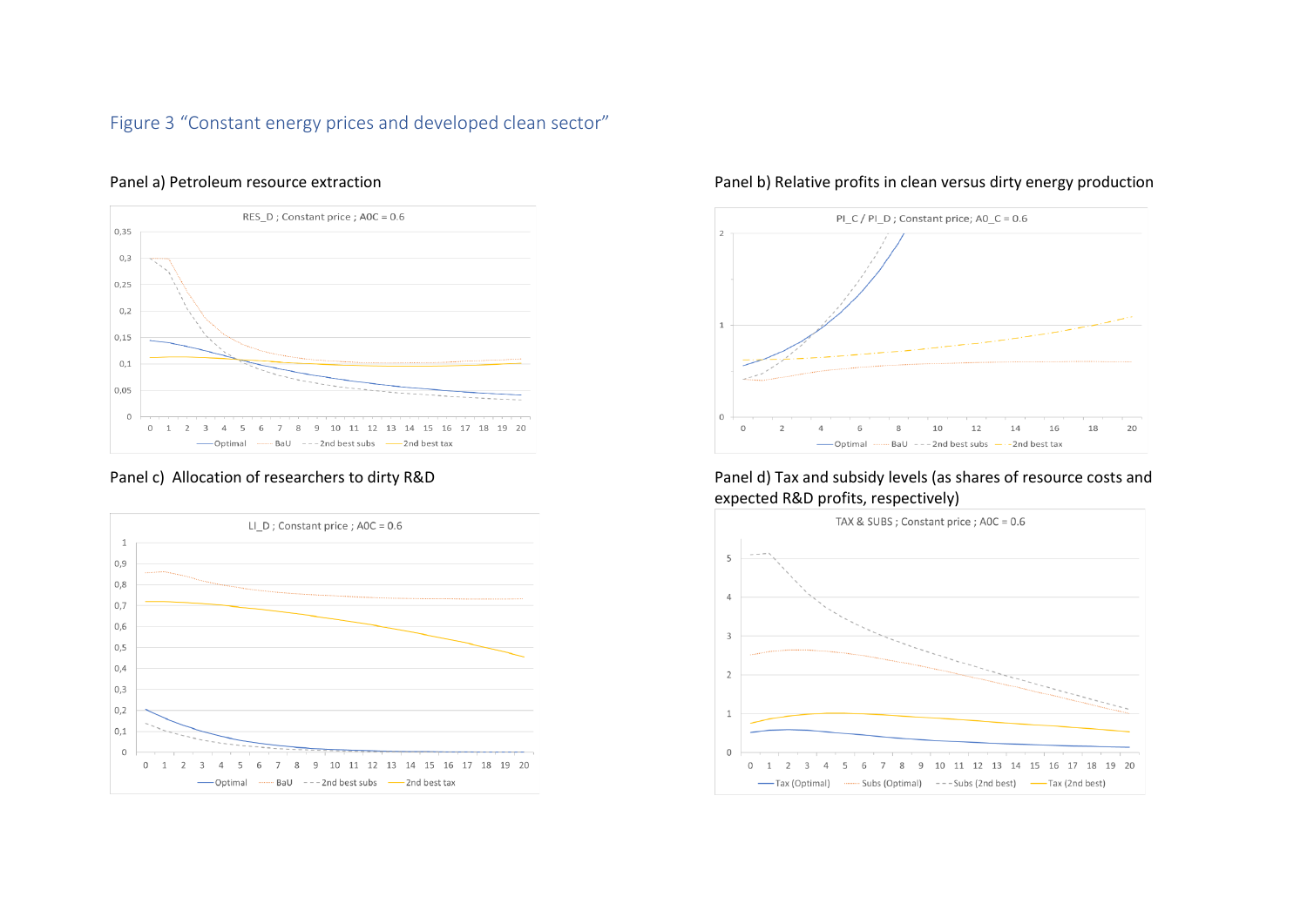Figure 3 "Constant energy prices and developed clean sector"

Panel a) Petroleum resource extraction

Panel b) Relative profits in clean versus dirty energy production

Panel c) Allocation of researchers to dirty R&D

Panel d) Tax and subsidy levels (as shares of resource costs and expected R&D profits, respectively)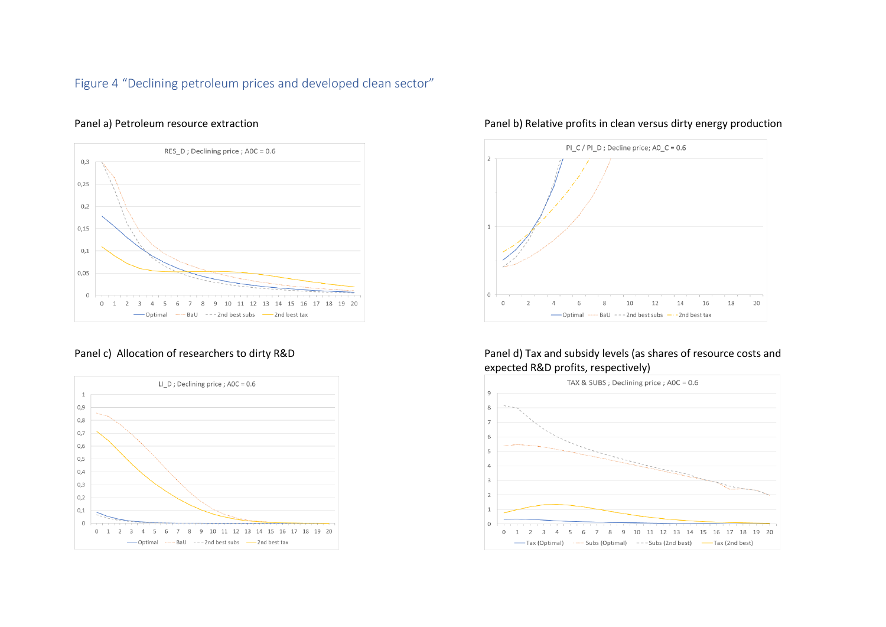Figure 4 "Declining petroleum prices and developed clean sector"

Panel a) Petroleum resource extraction

RES_D ; Declining price ; A0C = 0.6

0,3
0,25
0,2
0,15
0,1
0,05
0

0 1 2 3 4 5 6 7 8 9 10 11 12 13 14 15 16 17 18 19 20

Optimal · BaU · 2nd best subs · 2nd best tax

Panel b) Relative profits in clean versus dirty energy production

PI_C / PI_D ; Decline price; A0_C = 0.6

2
1
0

0 2 4 6 8 10 12 14 16 18 20

Optimal · BaU · 2nd best subs · 2nd best tax

Panel c) Allocation of researchers to dirty R&D

LI_D ; Declining price ; A0C = 0.6

1
0,9
0,8
0,7
0,6
0,5
0,4
0,3
0,2
0,1
0

0 1 2 3 4 5 6 7 8 9 10 11 12 13 14 15 16 17 18 19 20

Optimal · BaU · 2nd best subs · 2nd best tax

Panel d) Tax and subsidy levels (as shares of resource costs and expected R&D profits, respectively)

TAX & SUBS ; Declining price ; A0C = 0.6

9
8
7
6
5
4
3
2
1
0

0 1 2 3 4 5 6 7 8 9 10 11 12 13 14 15 16 17 18 19 20

Tax (Optimal) · Subs (Optimal) · Subs (2nd best) · Tax (2nd best)